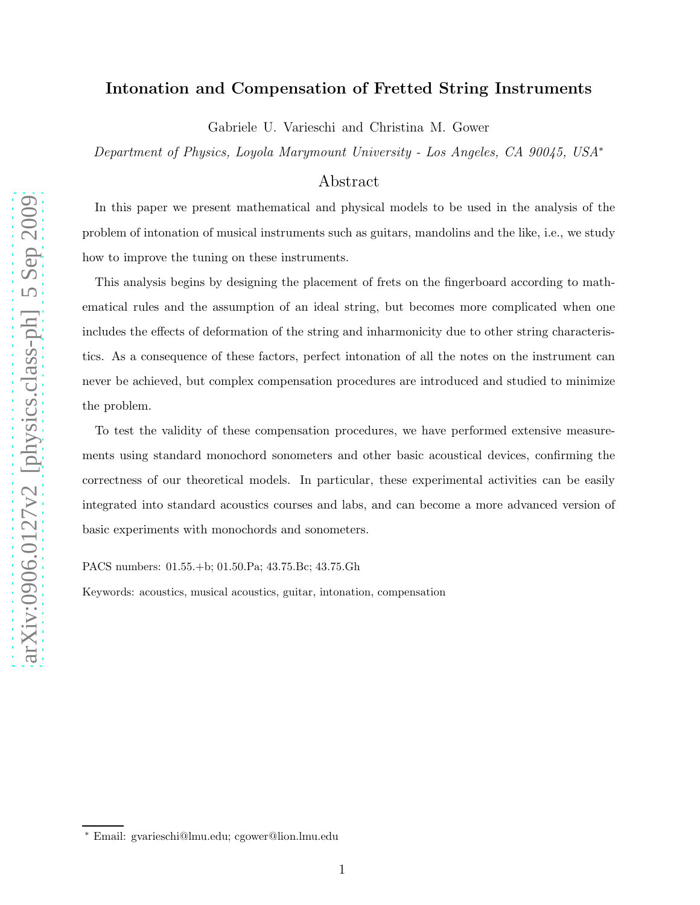# Intonation and Compensation of Fretted String Instruments

Gabriele U. Varieschi and Christina M. Gower

*Department of Physics, Loyola Marymount University - Los Angeles, CA 90045, USA*[*]

## Abstract

In this paper we present mathematical and physical models to be used in the analysis of the problem of intonation of musical instruments such as guitars, mandolins and the like, i.e., we study how to improve the tuning on these instruments.

This analysis begins by designing the placement of frets on the fingerboard according to mathematical rules and the assumption of an ideal string, but becomes more complicated when one includes the effects of deformation of the string and inharmonicity due to other string characteristics. As a consequence of these factors, perfect intonation of all the notes on the instrument can never be achieved, but complex compensation procedures are introduced and studied to minimize the problem.

To test the validity of these compensation procedures, we have performed extensive measurements using standard monochord sonometers and other basic acoustical devices, confirming the correctness of our theoretical models. In particular, these experimental activities can be easily integrated into standard acoustics courses and labs, and can become a more advanced version of basic experiments with monochords and sonometers.

PACS numbers: 01.55.+b; 01.50.Pa; 43.75.Bc; 43.75.Gh

Keywords: acoustics, musical acoustics, guitar, intonation, compensation

[*] Email: gvarieschi@lmu.edu; cgower@lion.lmu.edu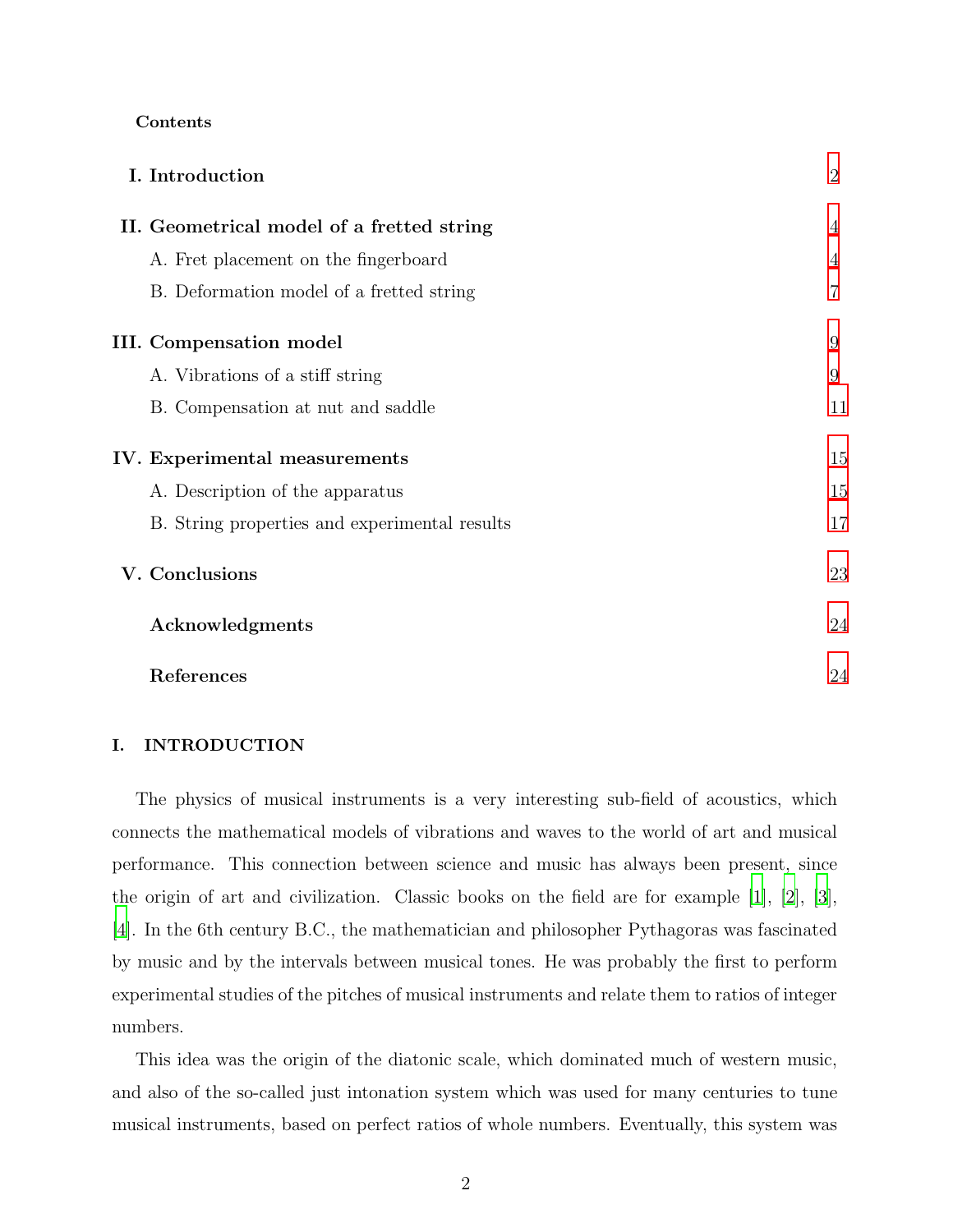**Contents**

| | |
|---|---|
| **I. Introduction** | 2 |
| **II. Geometrical model of a fretted string** | 4 |
| A. Fret placement on the fingerboard | 4 |
| B. Deformation model of a fretted string | 7 |
| **III. Compensation model** | 9 |
| A. Vibrations of a stiff string | 9 |
| B. Compensation at nut and saddle | 11 |
| **IV. Experimental measurements** | 15 |
| A. Description of the apparatus | 15 |
| B. String properties and experimental results | 17 |
| **V. Conclusions** | 23 |
| **Acknowledgments** | 24 |
| **References** | 24 |

# I. INTRODUCTION

The physics of musical instruments is a very interesting sub-field of acoustics, which connects the mathematical models of vibrations and waves to the world of art and musical performance. This connection between science and music has always been present, since the origin of art and civilization. Classic books on the field are for example [1], [2], [3], [4]. In the 6th century B.C., the mathematician and philosopher Pythagoras was fascinated by music and by the intervals between musical tones. He was probably the first to perform experimental studies of the pitches of musical instruments and relate them to ratios of integer numbers.

This idea was the origin of the diatonic scale, which dominated much of western music, and also of the so-called just intonation system which was used for many centuries to tune musical instruments, based on perfect ratios of whole numbers. Eventually, this system was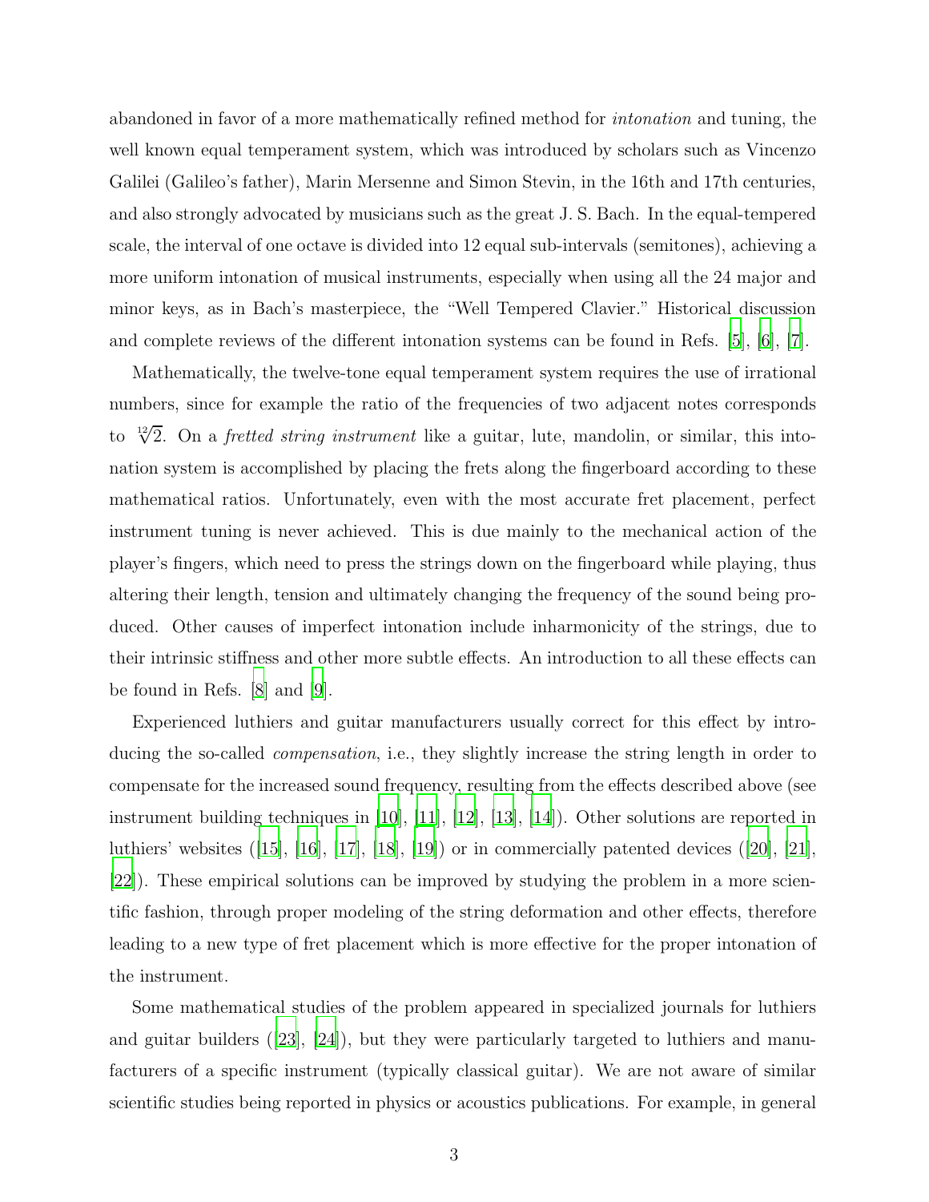abandoned in favor of a more mathematically refined method for *intonation* and tuning, the well known equal temperament system, which was introduced by scholars such as Vincenzo Galilei (Galileo's father), Marin Mersenne and Simon Stevin, in the 16th and 17th centuries, and also strongly advocated by musicians such as the great J. S. Bach. In the equal-tempered scale, the interval of one octave is divided into 12 equal sub-intervals (semitones), achieving a more uniform intonation of musical instruments, especially when using all the 24 major and minor keys, as in Bach's masterpiece, the "Well Tempered Clavier." Historical discussion and complete reviews of the different intonation systems can be found in Refs. [5], [6], [7].

Mathematically, the twelve-tone equal temperament system requires the use of irrational numbers, since for example the ratio of the frequencies of two adjacent notes corresponds to $\sqrt[12]{2}$. On a *fretted string instrument* like a guitar, lute, mandolin, or similar, this intonation system is accomplished by placing the frets along the fingerboard according to these mathematical ratios. Unfortunately, even with the most accurate fret placement, perfect instrument tuning is never achieved. This is due mainly to the mechanical action of the player's fingers, which need to press the strings down on the fingerboard while playing, thus altering their length, tension and ultimately changing the frequency of the sound being produced. Other causes of imperfect intonation include inharmonicity of the strings, due to their intrinsic stiffness and other more subtle effects. An introduction to all these effects can be found in Refs. [8] and [9].

Experienced luthiers and guitar manufacturers usually correct for this effect by introducing the so-called *compensation*, i.e., they slightly increase the string length in order to compensate for the increased sound frequency, resulting from the effects described above (see instrument building techniques in [10], [11], [12], [13], [14]). Other solutions are reported in luthiers' websites ([15], [16], [17], [18], [19]) or in commercially patented devices ([20], [21], [22]). These empirical solutions can be improved by studying the problem in a more scientific fashion, through proper modeling of the string deformation and other effects, therefore leading to a new type of fret placement which is more effective for the proper intonation of the instrument.

Some mathematical studies of the problem appeared in specialized journals for luthiers and guitar builders ([23], [24]), but they were particularly targeted to luthiers and manufacturers of a specific instrument (typically classical guitar). We are not aware of similar scientific studies being reported in physics or acoustics publications. For example, in general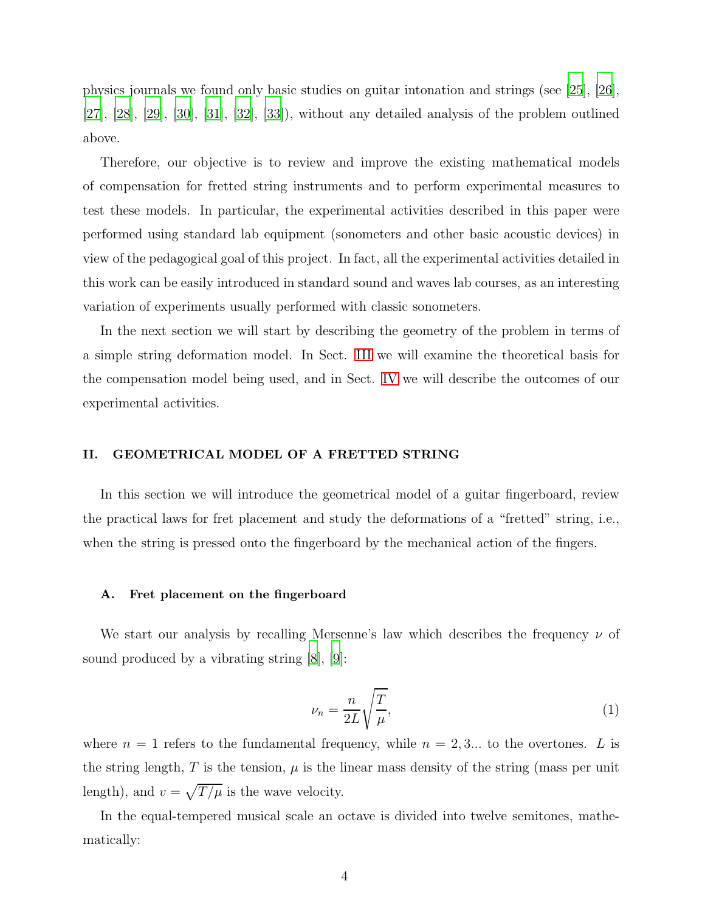physics journals we found only basic studies on guitar intonation and strings (see [25], [26], [27], [28], [29], [30], [31], [32], [33]), without any detailed analysis of the problem outlined above.

Therefore, our objective is to review and improve the existing mathematical models of compensation for fretted string instruments and to perform experimental measures to test these models. In particular, the experimental activities described in this paper were performed using standard lab equipment (sonometers and other basic acoustic devices) in view of the pedagogical goal of this project. In fact, all the experimental activities detailed in this work can be easily introduced in standard sound and waves lab courses, as an interesting variation of experiments usually performed with classic sonometers.

In the next section we will start by describing the geometry of the problem in terms of a simple string deformation model. In Sect. III we will examine the theoretical basis for the compensation model being used, and in Sect. IV we will describe the outcomes of our experimental activities.

## II. GEOMETRICAL MODEL OF A FRETTED STRING

In this section we will introduce the geometrical model of a guitar fingerboard, review the practical laws for fret placement and study the deformations of a "fretted" string, i.e., when the string is pressed onto the fingerboard by the mechanical action of the fingers.

### A. Fret placement on the fingerboard

We start our analysis by recalling Mersenne's law which describes the frequency $\nu$ of sound produced by a vibrating string [8], [9]:

$$\nu_n = \frac{n}{2L}\sqrt{\frac{T}{\mu}}, \tag{1}$$

where $n = 1$ refers to the fundamental frequency, while $n = 2, 3...$ to the overtones. $L$ is the string length, $T$ is the tension, $\mu$ is the linear mass density of the string (mass per unit length), and $v = \sqrt{T/\mu}$ is the wave velocity.

In the equal-tempered musical scale an octave is divided into twelve semitones, mathematically: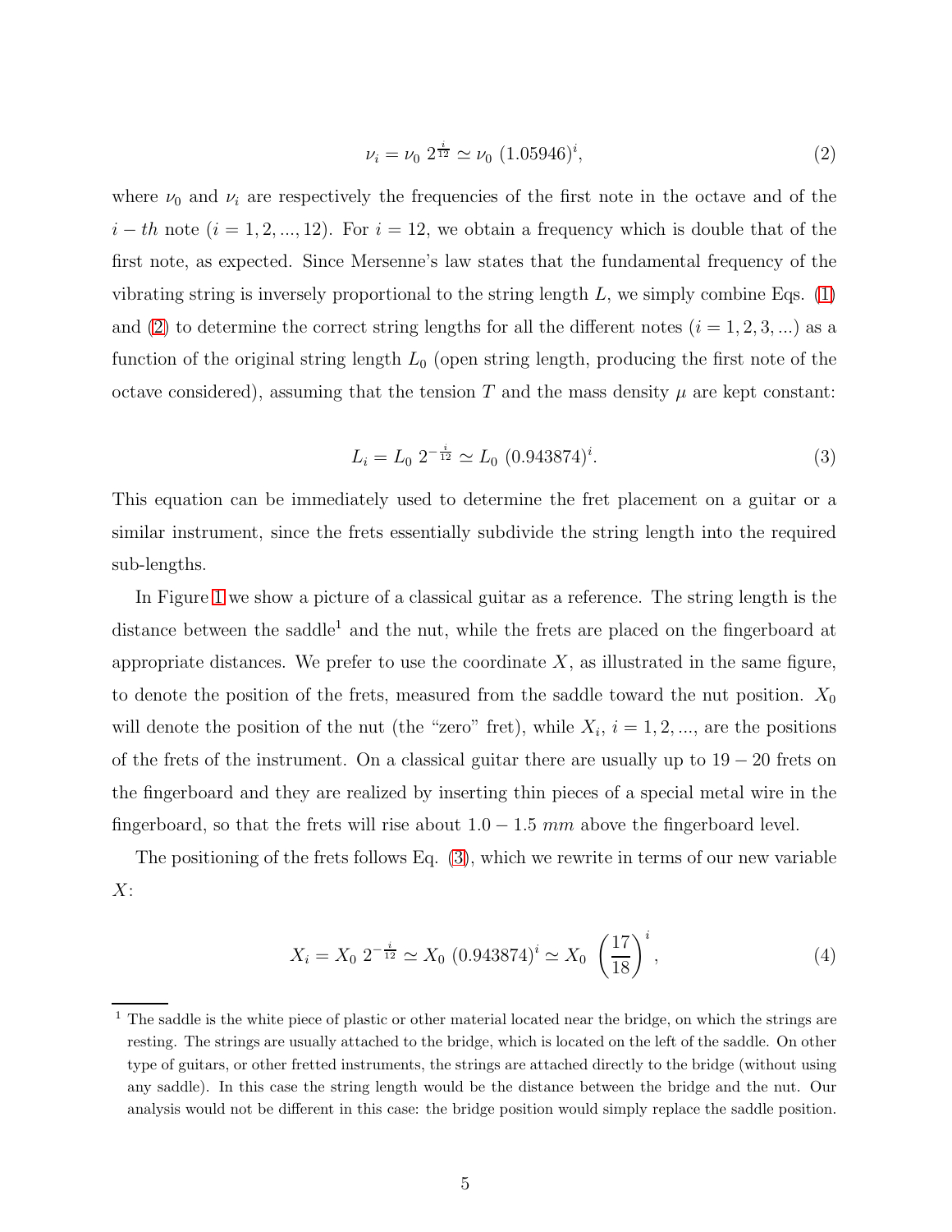$$\nu_i = \nu_0 \, 2^{\frac{i}{12}} \simeq \nu_0 \, (1.05946)^i, \tag{2}$$

where $\nu_0$ and $\nu_i$ are respectively the frequencies of the first note in the octave and of the $i-th$ note ($i = 1, 2, ..., 12$). For $i = 12$, we obtain a frequency which is double that of the first note, as expected. Since Mersenne's law states that the fundamental frequency of the vibrating string is inversely proportional to the string length $L$, we simply combine Eqs. (1) and (2) to determine the correct string lengths for all the different notes ($i = 1, 2, 3, ...$) as a function of the original string length $L_0$ (open string length, producing the first note of the octave considered), assuming that the tension $T$ and the mass density $\mu$ are kept constant:

$$L_i = L_0 \, 2^{-\frac{i}{12}} \simeq L_0 \, (0.943874)^i. \tag{3}$$

This equation can be immediately used to determine the fret placement on a guitar or a similar instrument, since the frets essentially subdivide the string length into the required sub-lengths.

In Figure 1 we show a picture of a classical guitar as a reference. The string length is the distance between the saddle[1] and the nut, while the frets are placed on the fingerboard at appropriate distances. We prefer to use the coordinate $X$, as illustrated in the same figure, to denote the position of the frets, measured from the saddle toward the nut position. $X_0$ will denote the position of the nut (the "zero" fret), while $X_i$, $i = 1, 2, ...$, are the positions of the frets of the instrument. On a classical guitar there are usually up to $19 - 20$ frets on the fingerboard and they are realized by inserting thin pieces of a special metal wire in the fingerboard, so that the frets will rise about $1.0 - 1.5$ $mm$ above the fingerboard level.

The positioning of the frets follows Eq. (3), which we rewrite in terms of our new variable $X$:

$$X_i = X_0 \, 2^{-\frac{i}{12}} \simeq X_0 \, (0.943874)^i \simeq X_0 \, \left(\frac{17}{18}\right)^i, \tag{4}$$

[1] The saddle is the white piece of plastic or other material located near the bridge, on which the strings are resting. The strings are usually attached to the bridge, which is located on the left of the saddle. On other type of guitars, or other fretted instruments, the strings are attached directly to the bridge (without using any saddle). In this case the string length would be the distance between the bridge and the nut. Our analysis would not be different in this case: the bridge position would simply replace the saddle position.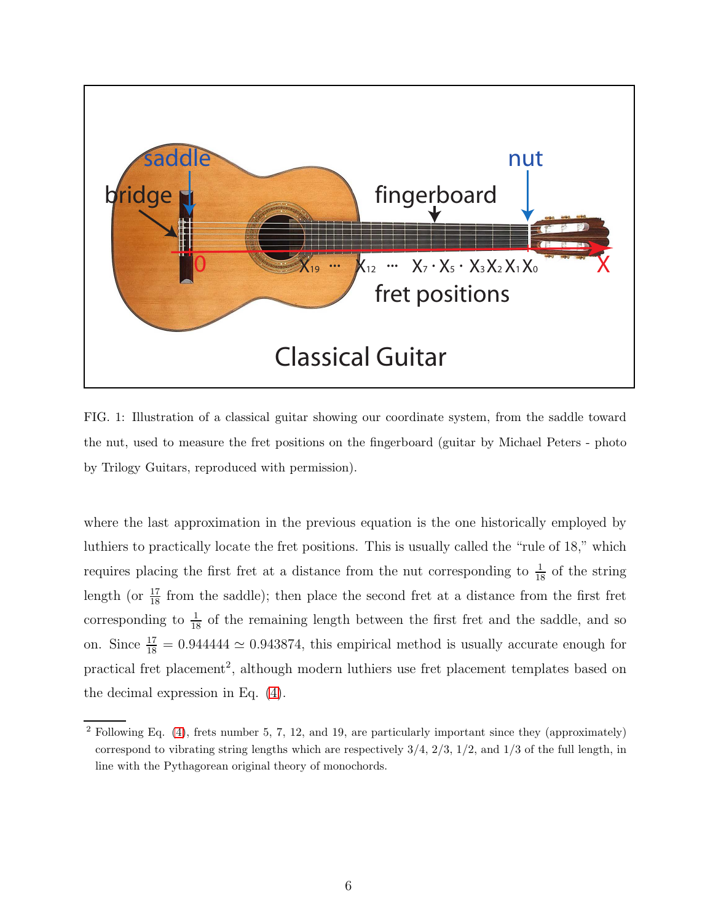FIG. 1: Illustration of a classical guitar showing our coordinate system, from the saddle toward the nut, used to measure the fret positions on the fingerboard (guitar by Michael Peters - photo by Trilogy Guitars, reproduced with permission).

where the last approximation in the previous equation is the one historically employed by luthiers to practically locate the fret positions. This is usually called the “rule of 18,” which requires placing the first fret at a distance from the nut corresponding to $\frac{1}{18}$ of the string length (or $\frac{17}{18}$ from the saddle); then place the second fret at a distance from the first fret corresponding to $\frac{1}{18}$ of the remaining length between the first fret and the saddle, and so on. Since $\frac{17}{18} = 0.944444 \simeq 0.943874$, this empirical method is usually accurate enough for practical fret placement[2], although modern luthiers use fret placement templates based on the decimal expression in Eq. (4).

[2] Following Eq. (4), frets number 5, 7, 12, and 19, are particularly important since they (approximately) correspond to vibrating string lengths which are respectively 3/4, 2/3, 1/2, and 1/3 of the full length, in line with the Pythagorean original theory of monochords.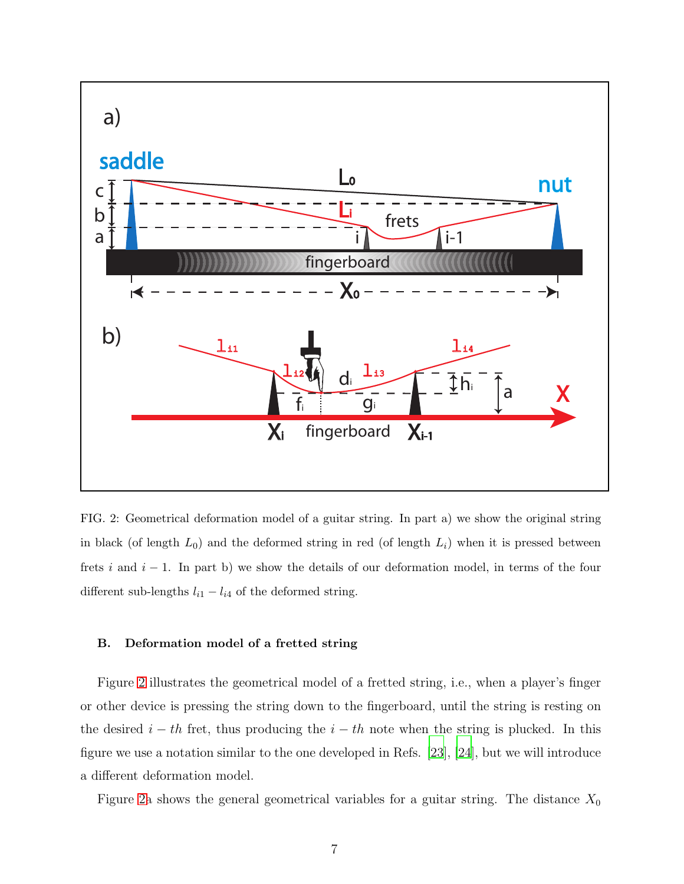FIG. 2: Geometrical deformation model of a guitar string. In part a) we show the original string in black (of length $L_0$) and the deformed string in red (of length $L_i$) when it is pressed between frets $i$ and $i-1$. In part b) we show the details of our deformation model, in terms of the four different sub-lengths $l_{i1} - l_{i4}$ of the deformed string.

### B. Deformation model of a fretted string

Figure 2 illustrates the geometrical model of a fretted string, i.e., when a player's finger or other device is pressing the string down to the fingerboard, until the string is resting on the desired $i-th$ fret, thus producing the $i-th$ note when the string is plucked. In this figure we use a notation similar to the one developed in Refs. [23], [24], but we will introduce a different deformation model.

Figure 2a shows the general geometrical variables for a guitar string. The distance $X_0$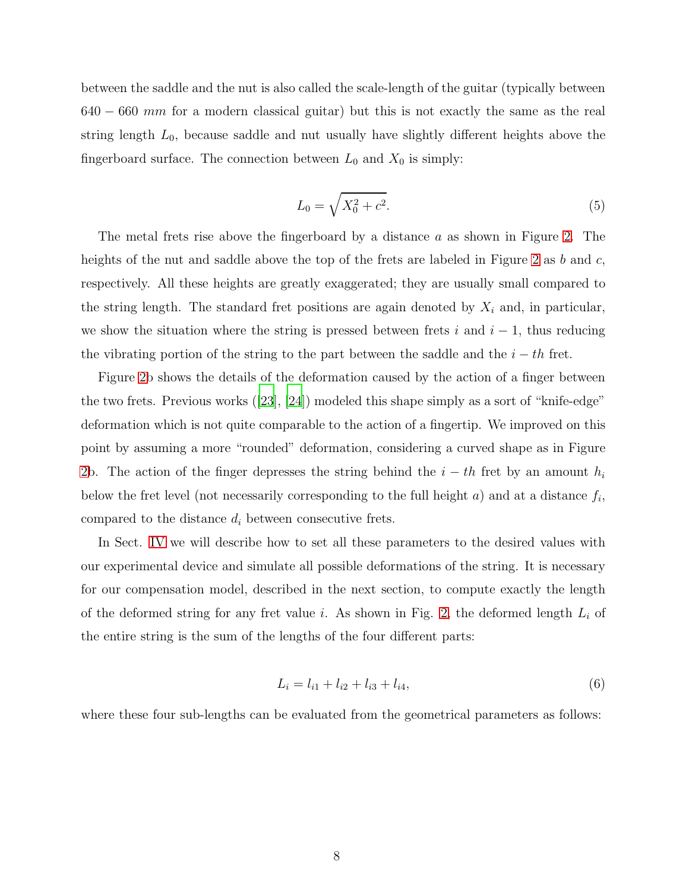between the saddle and the nut is also called the scale-length of the guitar (typically between $640 - 660$ $mm$ for a modern classical guitar) but this is not exactly the same as the real string length $L_0$, because saddle and nut usually have slightly different heights above the fingerboard surface. The connection between $L_0$ and $X_0$ is simply:

$$L_0 = \sqrt{X_0^2 + c^2}. \tag{5}$$

The metal frets rise above the fingerboard by a distance $a$ as shown in Figure 2. The heights of the nut and saddle above the top of the frets are labeled in Figure 2 as $b$ and $c$, respectively. All these heights are greatly exaggerated; they are usually small compared to the string length. The standard fret positions are again denoted by $X_i$ and, in particular, we show the situation where the string is pressed between frets $i$ and $i-1$, thus reducing the vibrating portion of the string to the part between the saddle and the $i-th$ fret.

Figure 2b shows the details of the deformation caused by the action of a finger between the two frets. Previous works ([23], [24]) modeled this shape simply as a sort of "knife-edge" deformation which is not quite comparable to the action of a fingertip. We improved on this point by assuming a more "rounded" deformation, considering a curved shape as in Figure 2b. The action of the finger depresses the string behind the $i-th$ fret by an amount $h_i$ below the fret level (not necessarily corresponding to the full height $a$) and at a distance $f_i$, compared to the distance $d_i$ between consecutive frets.

In Sect. IV we will describe how to set all these parameters to the desired values with our experimental device and simulate all possible deformations of the string. It is necessary for our compensation model, described in the next section, to compute exactly the length of the deformed string for any fret value $i$. As shown in Fig. 2, the deformed length $L_i$ of the entire string is the sum of the lengths of the four different parts:

$$L_i = l_{i1} + l_{i2} + l_{i3} + l_{i4}, \tag{6}$$

where these four sub-lengths can be evaluated from the geometrical parameters as follows: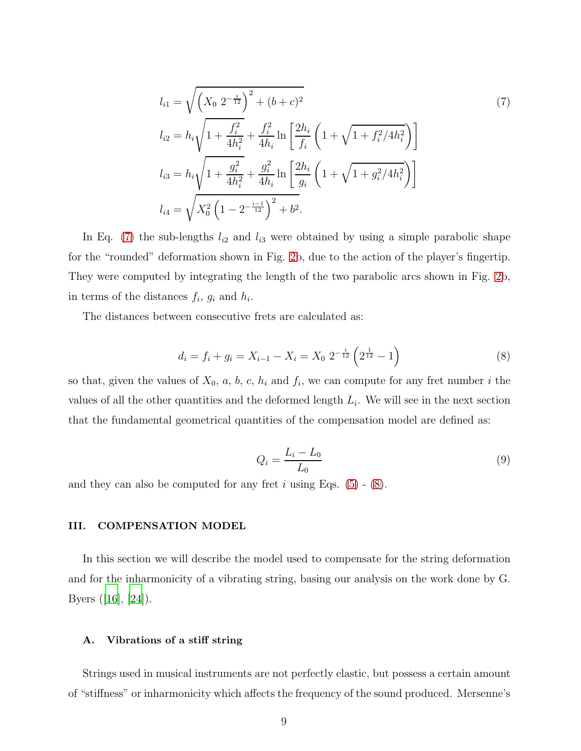$$
\begin{aligned}
l_{i1} &= \sqrt{\left(X_0\ 2^{-\frac{i}{12}}\right)^2 + (b+c)^2} \\
l_{i2} &= h_i\sqrt{1+\frac{f_i^2}{4h_i^2}} + \frac{f_i^2}{4h_i}\ln\left[\frac{2h_i}{f_i}\left(1+\sqrt{1+f_i^2/4h_i^2}\right)\right] \\
l_{i3} &= h_i\sqrt{1+\frac{g_i^2}{4h_i^2}} + \frac{g_i^2}{4h_i}\ln\left[\frac{2h_i}{g_i}\left(1+\sqrt{1+g_i^2/4h_i^2}\right)\right] \\
l_{i4} &= \sqrt{X_0^2\left(1-2^{-\frac{i-1}{12}}\right)^2 + b^2}.
\end{aligned} \tag{7}
$$

In Eq. (7) the sub-lengths $l_{i2}$ and $l_{i3}$ were obtained by using a simple parabolic shape for the "rounded" deformation shown in Fig. 2b, due to the action of the player's fingertip. They were computed by integrating the length of the two parabolic arcs shown in Fig. 2b, in terms of the distances $f_i$, $g_i$ and $h_i$.

The distances between consecutive frets are calculated as:

$$
d_i = f_i + g_i = X_{i-1} - X_i = X_0\ 2^{-\frac{i}{12}}\left(2^{\frac{1}{12}} - 1\right) \tag{8}
$$

so that, given the values of $X_0$, $a$, $b$, $c$, $h_i$ and $f_i$, we can compute for any fret number $i$ the values of all the other quantities and the deformed length $L_i$. We will see in the next section that the fundamental geometrical quantities of the compensation model are defined as:

$$
Q_i = \frac{L_i - L_0}{L_0} \tag{9}
$$

and they can also be computed for any fret $i$ using Eqs. (5) - (8).

## III. COMPENSATION MODEL

In this section we will describe the model used to compensate for the string deformation and for the inharmonicity of a vibrating string, basing our analysis on the work done by G. Byers ([16], [24]).

### A. Vibrations of a stiff string

Strings used in musical instruments are not perfectly elastic, but possess a certain amount of "stiffness" or inharmonicity which affects the frequency of the sound produced. Mersenne's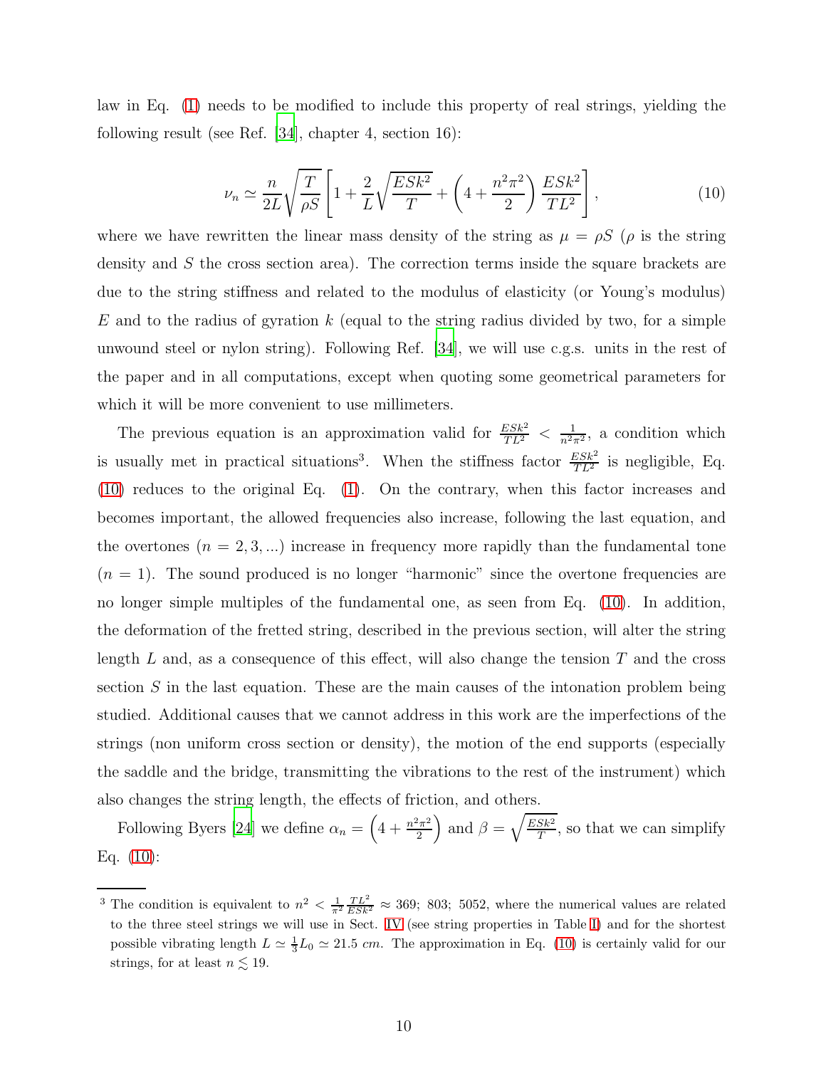law in Eq. (1) needs to be modified to include this property of real strings, yielding the following result (see Ref. [34], chapter 4, section 16):

$$\nu_n \simeq \frac{n}{2L}\sqrt{\frac{T}{\rho S}}\left[1 + \frac{2}{L}\sqrt{\frac{ESk^2}{T}} + \left(4 + \frac{n^2\pi^2}{2}\right)\frac{ESk^2}{TL^2}\right], \tag{10}$$

where we have rewritten the linear mass density of the string as $\mu = \rho S$ ($\rho$ is the string density and $S$ the cross section area). The correction terms inside the square brackets are due to the string stiffness and related to the modulus of elasticity (or Young's modulus) $E$ and to the radius of gyration $k$ (equal to the string radius divided by two, for a simple unwound steel or nylon string). Following Ref. [34], we will use c.g.s. units in the rest of the paper and in all computations, except when quoting some geometrical parameters for which it will be more convenient to use millimeters.

The previous equation is an approximation valid for $\frac{ESk^2}{TL^2} < \frac{1}{n^2\pi^2}$, a condition which is usually met in practical situations[3]. When the stiffness factor $\frac{ESk^2}{TL^2}$ is negligible, Eq. (10) reduces to the original Eq. (1). On the contrary, when this factor increases and becomes important, the allowed frequencies also increase, following the last equation, and the overtones ($n = 2, 3, ...$) increase in frequency more rapidly than the fundamental tone ($n = 1$). The sound produced is no longer "harmonic" since the overtone frequencies are no longer simple multiples of the fundamental one, as seen from Eq. (10). In addition, the deformation of the fretted string, described in the previous section, will alter the string length $L$ and, as a consequence of this effect, will also change the tension $T$ and the cross section $S$ in the last equation. These are the main causes of the intonation problem being studied. Additional causes that we cannot address in this work are the imperfections of the strings (non uniform cross section or density), the motion of the end supports (especially the saddle and the bridge, transmitting the vibrations to the rest of the instrument) which also changes the string length, the effects of friction, and others.

Following Byers [24] we define $\alpha_n = \left(4 + \frac{n^2\pi^2}{2}\right)$ and $\beta = \sqrt{\frac{ESk^2}{T}}$, so that we can simplify Eq. (10):

[3] The condition is equivalent to $n^2 < \frac{1}{\pi^2}\frac{TL^2}{ESk^2} \approx 369;\ 803;\ 5052$, where the numerical values are related to the three steel strings we will use in Sect. IV (see string properties in Table I) and for the shortest possible vibrating length $L \simeq \frac{1}{3}L_0 \simeq 21.5\ cm$. The approximation in Eq. (10) is certainly valid for our strings, for at least $n \lesssim 19$.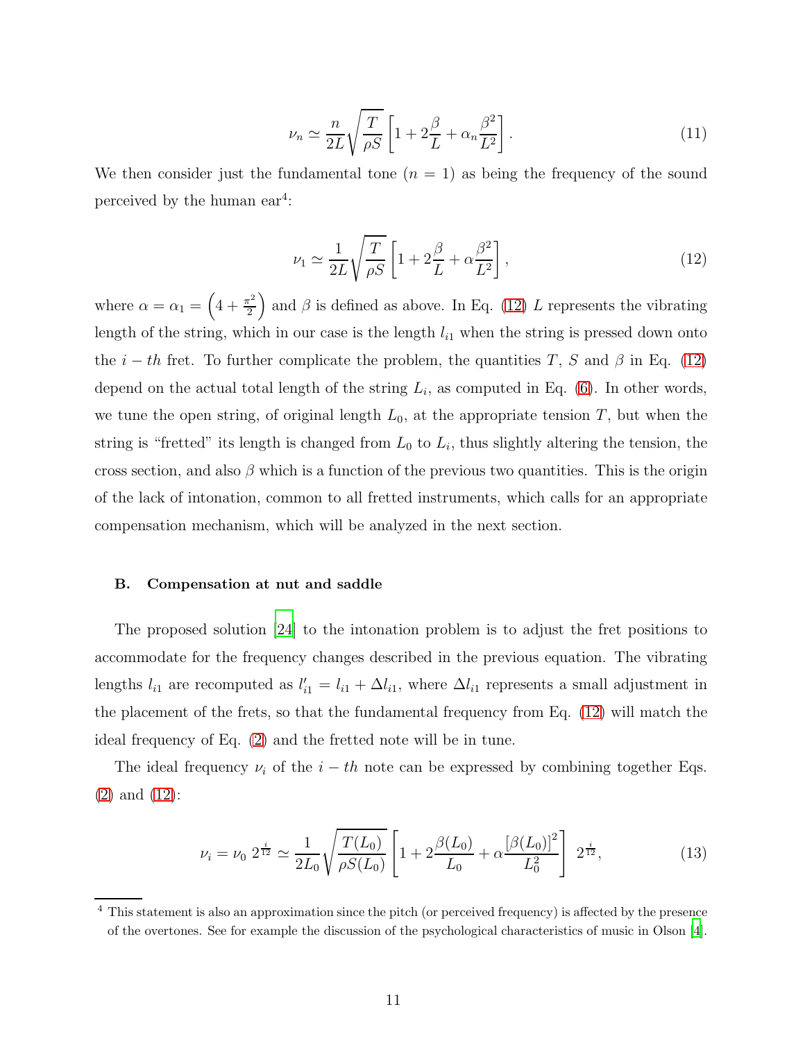$$\nu_n \simeq \frac{n}{2L}\sqrt{\frac{T}{\rho S}}\left[1 + 2\frac{\beta}{L} + \alpha_n \frac{\beta^2}{L^2}\right]. \tag{11}$$

We then consider just the fundamental tone ($n = 1$) as being the frequency of the sound perceived by the human ear[4]:

$$\nu_1 \simeq \frac{1}{2L}\sqrt{\frac{T}{\rho S}}\left[1 + 2\frac{\beta}{L} + \alpha \frac{\beta^2}{L^2}\right], \tag{12}$$

where $\alpha = \alpha_1 = \left(4 + \frac{\pi^2}{2}\right)$ and $\beta$ is defined as above. In Eq. (12) $L$ represents the vibrating length of the string, which in our case is the length $l_{i1}$ when the string is pressed down onto the $i-th$ fret. To further complicate the problem, the quantities $T$, $S$ and $\beta$ in Eq. (12) depend on the actual total length of the string $L_i$, as computed in Eq. (6). In other words, we tune the open string, of original length $L_0$, at the appropriate tension $T$, but when the string is "fretted" its length is changed from $L_0$ to $L_i$, thus slightly altering the tension, the cross section, and also $\beta$ which is a function of the previous two quantities. This is the origin of the lack of intonation, common to all fretted instruments, which calls for an appropriate compensation mechanism, which will be analyzed in the next section.

### B. Compensation at nut and saddle

The proposed solution [24] to the intonation problem is to adjust the fret positions to accommodate for the frequency changes described in the previous equation. The vibrating lengths $l_{i1}$ are recomputed as $l'_{i1} = l_{i1} + \Delta l_{i1}$, where $\Delta l_{i1}$ represents a small adjustment in the placement of the frets, so that the fundamental frequency from Eq. (12) will match the ideal frequency of Eq. (2) and the fretted note will be in tune.

The ideal frequency $\nu_i$ of the $i-th$ note can be expressed by combining together Eqs. (2) and (12):

$$\nu_i = \nu_0 \; 2^{\frac{i}{12}} \simeq \frac{1}{2L_0}\sqrt{\frac{T(L_0)}{\rho S(L_0)}}\left[1 + 2\frac{\beta(L_0)}{L_0} + \alpha \frac{\left[\beta(L_0)\right]^2}{L_0^2}\right] \; 2^{\frac{i}{12}}, \tag{13}$$

[4] This statement is also an approximation since the pitch (or perceived frequency) is affected by the presence of the overtones. See for example the discussion of the psychological characteristics of music in Olson [4].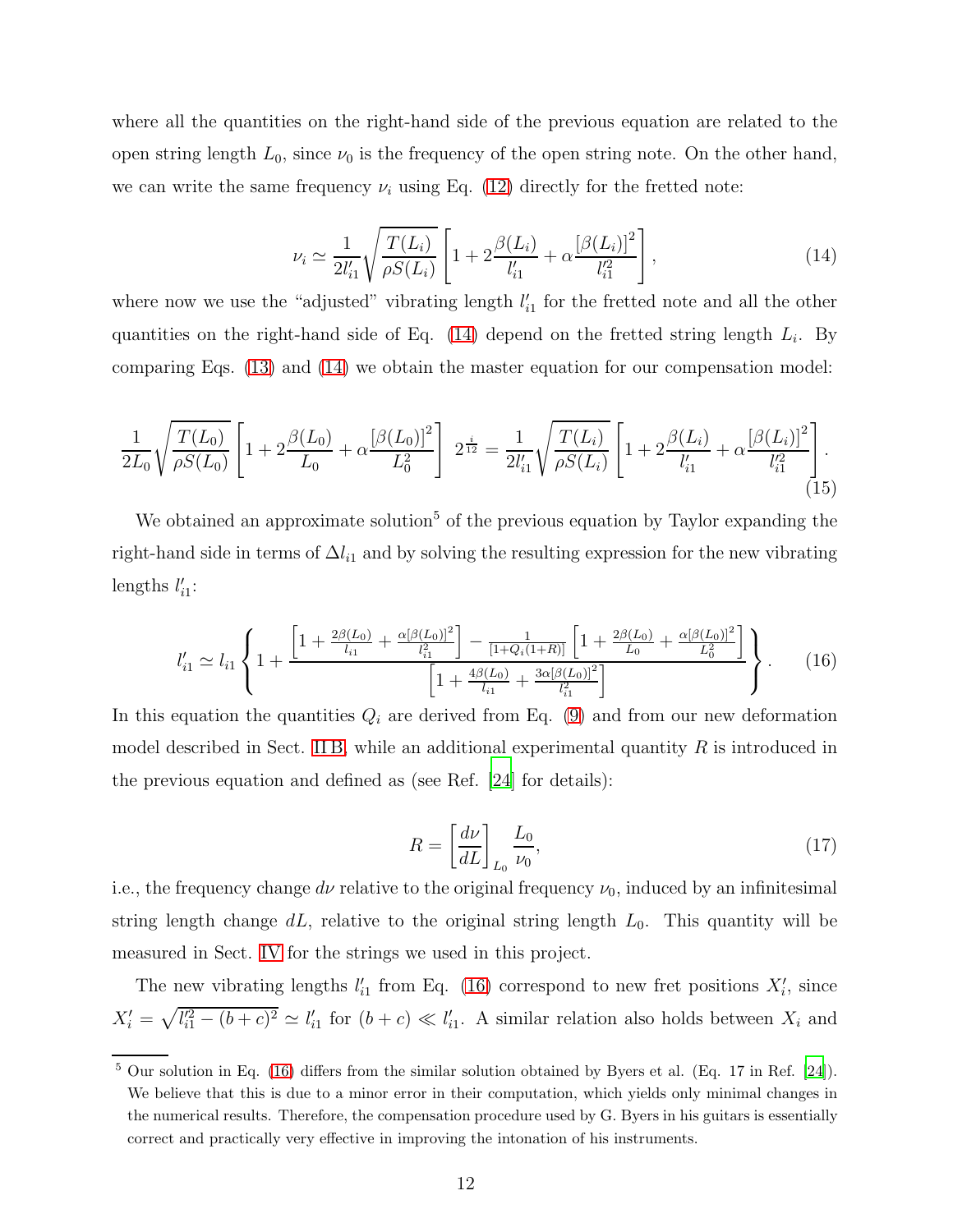where all the quantities on the right-hand side of the previous equation are related to the open string length $L_0$, since $\nu_0$ is the frequency of the open string note. On the other hand, we can write the same frequency $\nu_i$ using Eq. (12) directly for the fretted note:

$$\nu_i \simeq \frac{1}{2l'_{i1}}\sqrt{\frac{T(L_i)}{\rho S(L_i)}}\left[1 + 2\frac{\beta(L_i)}{l'_{i1}} + \alpha\frac{\left[\beta(L_i)\right]^2}{l'^2_{i1}}\right], \tag{14}$$

where now we use the "adjusted" vibrating length $l'_{i1}$ for the fretted note and all the other quantities on the right-hand side of Eq. (14) depend on the fretted string length $L_i$. By comparing Eqs. (13) and (14) we obtain the master equation for our compensation model:

$$\frac{1}{2L_0}\sqrt{\frac{T(L_0)}{\rho S(L_0)}}\left[1 + 2\frac{\beta(L_0)}{L_0} + \alpha\frac{\left[\beta(L_0)\right]^2}{L_0^2}\right] \; 2^{\frac{i}{12}} = \frac{1}{2l'_{i1}}\sqrt{\frac{T(L_i)}{\rho S(L_i)}}\left[1 + 2\frac{\beta(L_i)}{l'_{i1}} + \alpha\frac{\left[\beta(L_i)\right]^2}{l'^2_{i1}}\right]. \tag{15}$$

We obtained an approximate solution[5] of the previous equation by Taylor expanding the right-hand side in terms of $\Delta l_{i1}$ and by solving the resulting expression for the new vibrating lengths $l'_{i1}$:

$$l'_{i1} \simeq l_{i1}\left\{1 + \frac{\left[1 + \frac{2\beta(L_0)}{l_{i1}} + \frac{\alpha\left[\beta(L_0)\right]^2}{l_{i1}^2}\right] - \frac{1}{\left[1+Q_i(1+R)\right]}\left[1 + \frac{2\beta(L_0)}{L_0} + \frac{\alpha\left[\beta(L_0)\right]^2}{L_0^2}\right]}{\left[1 + \frac{4\beta(L_0)}{l_{i1}} + \frac{3\alpha\left[\beta(L_0)\right]^2}{l_{i1}^2}\right]}\right\}. \tag{16}$$

In this equation the quantities $Q_i$ are derived from Eq. (9) and from our new deformation model described in Sect. II B, while an additional experimental quantity $R$ is introduced in the previous equation and defined as (see Ref. [24] for details):

$$R = \left[\frac{d\nu}{dL}\right]_{L_0}\frac{L_0}{\nu_0}, \tag{17}$$

i.e., the frequency change $d\nu$ relative to the original frequency $\nu_0$, induced by an infinitesimal string length change $dL$, relative to the original string length $L_0$. This quantity will be measured in Sect. IV for the strings we used in this project.

The new vibrating lengths $l'_{i1}$ from Eq. (16) correspond to new fret positions $X'_i$, since $X'_i = \sqrt{l'^2_{i1} - (b+c)^2} \simeq l'_{i1}$ for $(b+c) \ll l'_{i1}$. A similar relation also holds between $X_i$ and

[5] Our solution in Eq. (16) differs from the similar solution obtained by Byers et al. (Eq. 17 in Ref. [24]). We believe that this is due to a minor error in their computation, which yields only minimal changes in the numerical results. Therefore, the compensation procedure used by G. Byers in his guitars is essentially correct and practically very effective in improving the intonation of his instruments.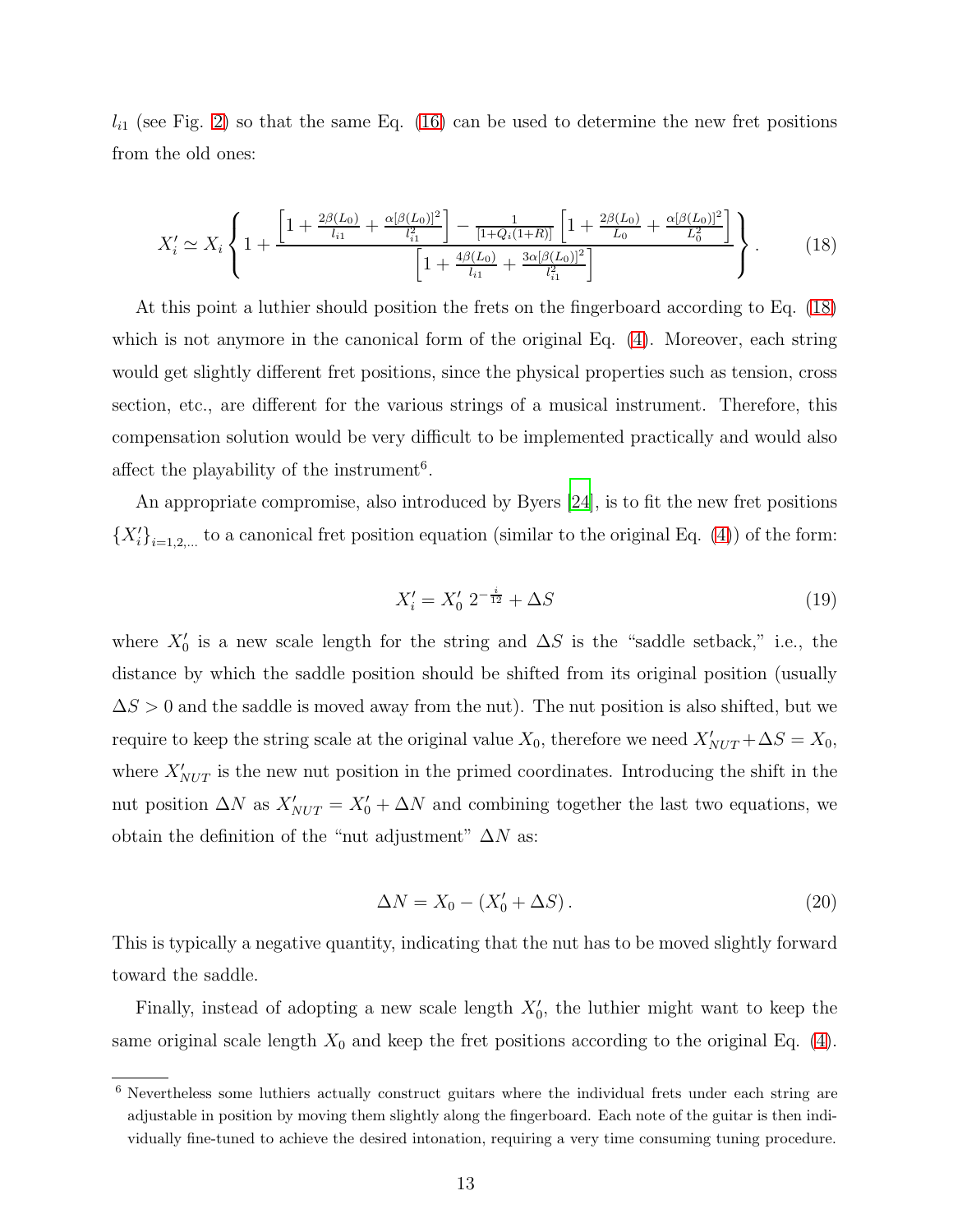$l_{i1}$ (see Fig. 2) so that the same Eq. (16) can be used to determine the new fret positions from the old ones:

$$X'_i \simeq X_i \left\{ 1 + \frac{\left[1 + \frac{2\beta(L_0)}{l_{i1}} + \frac{\alpha[\beta(L_0)]^2}{l_{i1}^2}\right] - \frac{1}{[1+Q_i(1+R)]}\left[1 + \frac{2\beta(L_0)}{L_0} + \frac{\alpha[\beta(L_0)]^2}{L_0^2}\right]}{\left[1 + \frac{4\beta(L_0)}{l_{i1}} + \frac{3\alpha[\beta(L_0)]^2}{l_{i1}^2}\right]} \right\}. \tag{18}$$

At this point a luthier should position the frets on the fingerboard according to Eq. (18) which is not anymore in the canonical form of the original Eq. (4). Moreover, each string would get slightly different fret positions, since the physical properties such as tension, cross section, etc., are different for the various strings of a musical instrument. Therefore, this compensation solution would be very difficult to be implemented practically and would also affect the playability of the instrument[6].

An appropriate compromise, also introduced by Byers [24], is to fit the new fret positions $\{X'_i\}_{i=1,2,...}$ to a canonical fret position equation (similar to the original Eq. (4)) of the form:

$$X'_i = X'_0 \; 2^{-\frac{i}{12}} + \Delta S \tag{19}$$

where $X'_0$ is a new scale length for the string and $\Delta S$ is the "saddle setback," i.e., the distance by which the saddle position should be shifted from its original position (usually $\Delta S > 0$ and the saddle is moved away from the nut). The nut position is also shifted, but we require to keep the string scale at the original value $X_0$, therefore we need $X'_{NUT} + \Delta S = X_0$, where $X'_{NUT}$ is the new nut position in the primed coordinates. Introducing the shift in the nut position $\Delta N$ as $X'_{NUT} = X'_0 + \Delta N$ and combining together the last two equations, we obtain the definition of the "nut adjustment" $\Delta N$ as:

$$\Delta N = X_0 - (X'_0 + \Delta S). \tag{20}$$

This is typically a negative quantity, indicating that the nut has to be moved slightly forward toward the saddle.

Finally, instead of adopting a new scale length $X'_0$, the luthier might want to keep the same original scale length $X_0$ and keep the fret positions according to the original Eq. (4).

[6] Nevertheless some luthiers actually construct guitars where the individual frets under each string are adjustable in position by moving them slightly along the fingerboard. Each note of the guitar is then individually fine-tuned to achieve the desired intonation, requiring a very time consuming tuning procedure.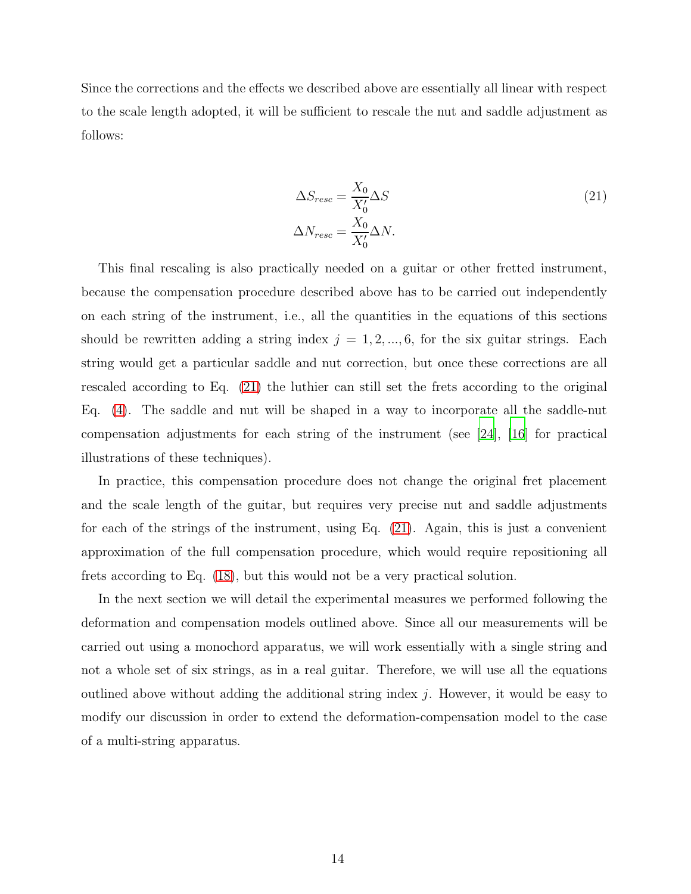Since the corrections and the effects we described above are essentially all linear with respect to the scale length adopted, it will be sufficient to rescale the nut and saddle adjustment as follows:

$$
\begin{aligned}
\Delta S_{resc} &= \frac{X_0}{X_0'} \Delta S \\
\Delta N_{resc} &= \frac{X_0}{X_0'} \Delta N.
\end{aligned}
\tag{21}
$$

This final rescaling is also practically needed on a guitar or other fretted instrument, because the compensation procedure described above has to be carried out independently on each string of the instrument, i.e., all the quantities in the equations of this sections should be rewritten adding a string index $j = 1, 2, ..., 6$, for the six guitar strings. Each string would get a particular saddle and nut correction, but once these corrections are all rescaled according to Eq. (21) the luthier can still set the frets according to the original Eq. (4). The saddle and nut will be shaped in a way to incorporate all the saddle-nut compensation adjustments for each string of the instrument (see [24], [16] for practical illustrations of these techniques).

In practice, this compensation procedure does not change the original fret placement and the scale length of the guitar, but requires very precise nut and saddle adjustments for each of the strings of the instrument, using Eq. (21). Again, this is just a convenient approximation of the full compensation procedure, which would require repositioning all frets according to Eq. (18), but this would not be a very practical solution.

In the next section we will detail the experimental measures we performed following the deformation and compensation models outlined above. Since all our measurements will be carried out using a monochord apparatus, we will work essentially with a single string and not a whole set of six strings, as in a real guitar. Therefore, we will use all the equations outlined above without adding the additional string index $j$. However, it would be easy to modify our discussion in order to extend the deformation-compensation model to the case of a multi-string apparatus.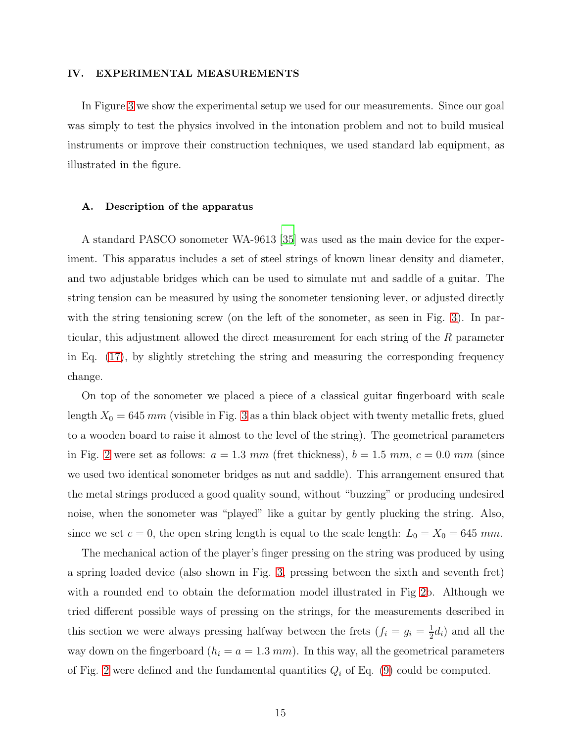## IV. EXPERIMENTAL MEASUREMENTS

In Figure 3 we show the experimental setup we used for our measurements. Since our goal was simply to test the physics involved in the intonation problem and not to build musical instruments or improve their construction techniques, we used standard lab equipment, as illustrated in the figure.

### A. Description of the apparatus

A standard PASCO sonometer WA-9613 [35] was used as the main device for the experiment. This apparatus includes a set of steel strings of known linear density and diameter, and two adjustable bridges which can be used to simulate nut and saddle of a guitar. The string tension can be measured by using the sonometer tensioning lever, or adjusted directly with the string tensioning screw (on the left of the sonometer, as seen in Fig. 3). In particular, this adjustment allowed the direct measurement for each string of the $R$ parameter in Eq. (17), by slightly stretching the string and measuring the corresponding frequency change.

On top of the sonometer we placed a piece of a classical guitar fingerboard with scale length $X_0 = 645\ mm$ (visible in Fig. 3 as a thin black object with twenty metallic frets, glued to a wooden board to raise it almost to the level of the string). The geometrical parameters in Fig. 2 were set as follows: $a = 1.3\ mm$ (fret thickness), $b = 1.5\ mm$, $c = 0.0\ mm$ (since we used two identical sonometer bridges as nut and saddle). This arrangement ensured that the metal strings produced a good quality sound, without "buzzing" or producing undesired noise, when the sonometer was "played" like a guitar by gently plucking the string. Also, since we set $c = 0$, the open string length is equal to the scale length: $L_0 = X_0 = 645\ mm$.

The mechanical action of the player's finger pressing on the string was produced by using a spring loaded device (also shown in Fig. 3, pressing between the sixth and seventh fret) with a rounded end to obtain the deformation model illustrated in Fig 2b. Although we tried different possible ways of pressing on the strings, for the measurements described in this section we were always pressing halfway between the frets ($f_i = g_i = \frac{1}{2}d_i$) and all the way down on the fingerboard ($h_i = a = 1.3\ mm$). In this way, all the geometrical parameters of Fig. 2 were defined and the fundamental quantities $Q_i$ of Eq. (9) could be computed.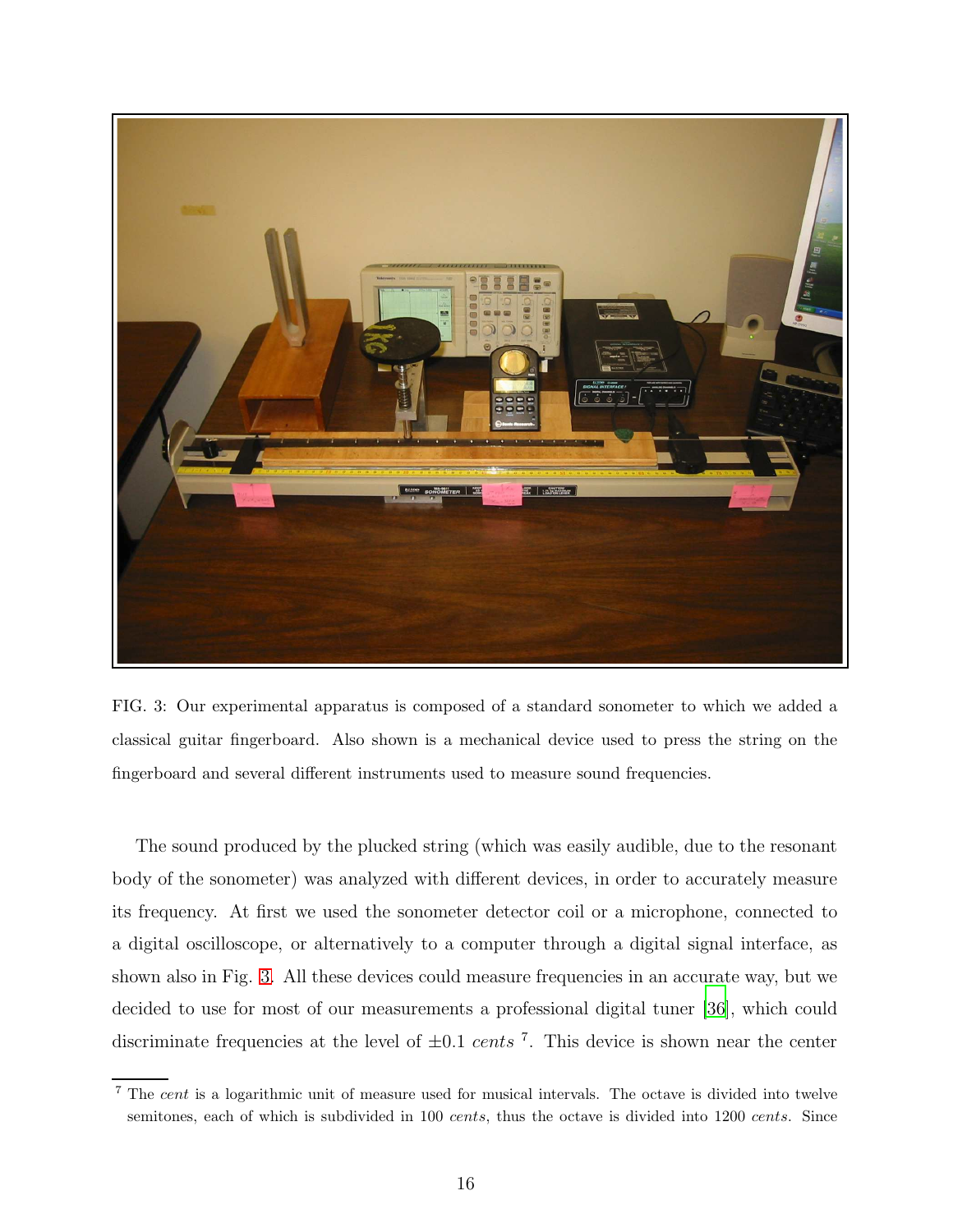FIG. 3: Our experimental apparatus is composed of a standard sonometer to which we added a classical guitar fingerboard. Also shown is a mechanical device used to press the string on the fingerboard and several different instruments used to measure sound frequencies.

The sound produced by the plucked string (which was easily audible, due to the resonant body of the sonometer) was analyzed with different devices, in order to accurately measure its frequency. At first we used the sonometer detector coil or a microphone, connected to a digital oscilloscope, or alternatively to a computer through a digital signal interface, as shown also in Fig. 3. All these devices could measure frequencies in an accurate way, but we decided to use for most of our measurements a professional digital tuner [36], which could discriminate frequencies at the level of $\pm 0.1$ *cents* [7]. This device is shown near the center

[7] The *cent* is a logarithmic unit of measure used for musical intervals. The octave is divided into twelve semitones, each of which is subdivided in 100 *cents*, thus the octave is divided into 1200 *cents*. Since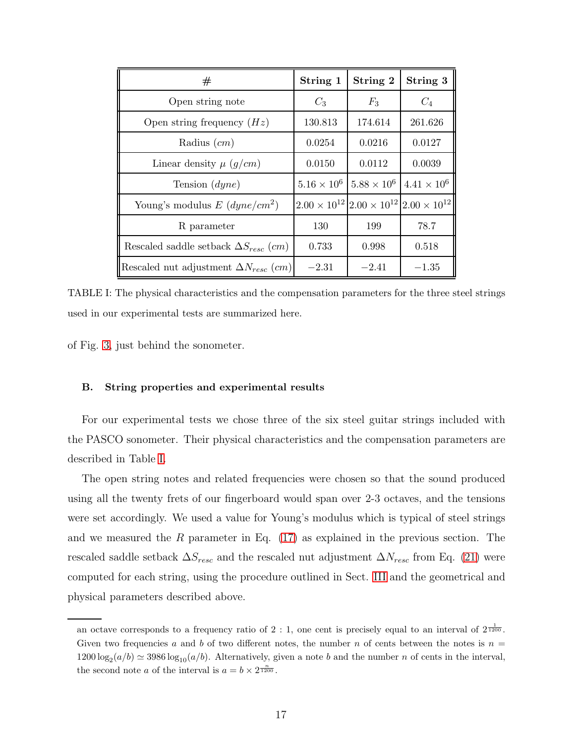| # | String 1 | String 2 | String 3 |
|---|---|---|---|
| Open string note | $C_3$ | $F_3$ | $C_4$ |
| Open string frequency ($Hz$) | 130.813 | 174.614 | 261.626 |
| Radius ($cm$) | 0.0254 | 0.0216 | 0.0127 |
| Linear density $\mu$ ($g/cm$) | 0.0150 | 0.0112 | 0.0039 |
| Tension ($dyne$) | $5.16 \times 10^6$ | $5.88 \times 10^6$ | $4.41 \times 10^6$ |
| Young's modulus $E$ ($dyne/cm^2$) | $2.00 \times 10^{12}$ | $2.00 \times 10^{12}$ | $2.00 \times 10^{12}$ |
| R parameter | 130 | 199 | 78.7 |
| Rescaled saddle setback $\Delta S_{resc}$ ($cm$) | 0.733 | 0.998 | 0.518 |
| Rescaled nut adjustment $\Delta N_{resc}$ ($cm$) | $-2.31$ | $-2.41$ | $-1.35$ |

TABLE I: The physical characteristics and the compensation parameters for the three steel strings used in our experimental tests are summarized here.

of Fig. 3, just behind the sonometer.

### B. String properties and experimental results

For our experimental tests we chose three of the six steel guitar strings included with the PASCO sonometer. Their physical characteristics and the compensation parameters are described in Table I.

The open string notes and related frequencies were chosen so that the sound produced using all the twenty frets of our fingerboard would span over 2-3 octaves, and the tensions were set accordingly. We used a value for Young's modulus which is typical of steel strings and we measured the $R$ parameter in Eq. (17) as explained in the previous section. The rescaled saddle setback $\Delta S_{resc}$ and the rescaled nut adjustment $\Delta N_{resc}$ from Eq. (21) were computed for each string, using the procedure outlined in Sect. III and the geometrical and physical parameters described above.

---

an octave corresponds to a frequency ratio of 2 : 1, one cent is precisely equal to an interval of $2^{\frac{1}{1200}}$. Given two frequencies $a$ and $b$ of two different notes, the number $n$ of cents between the notes is $n = 1200 \log_2(a/b) \simeq 3986 \log_{10}(a/b)$. Alternatively, given a note $b$ and the number $n$ of cents in the interval, the second note $a$ of the interval is $a = b \times 2^{\frac{n}{1200}}$.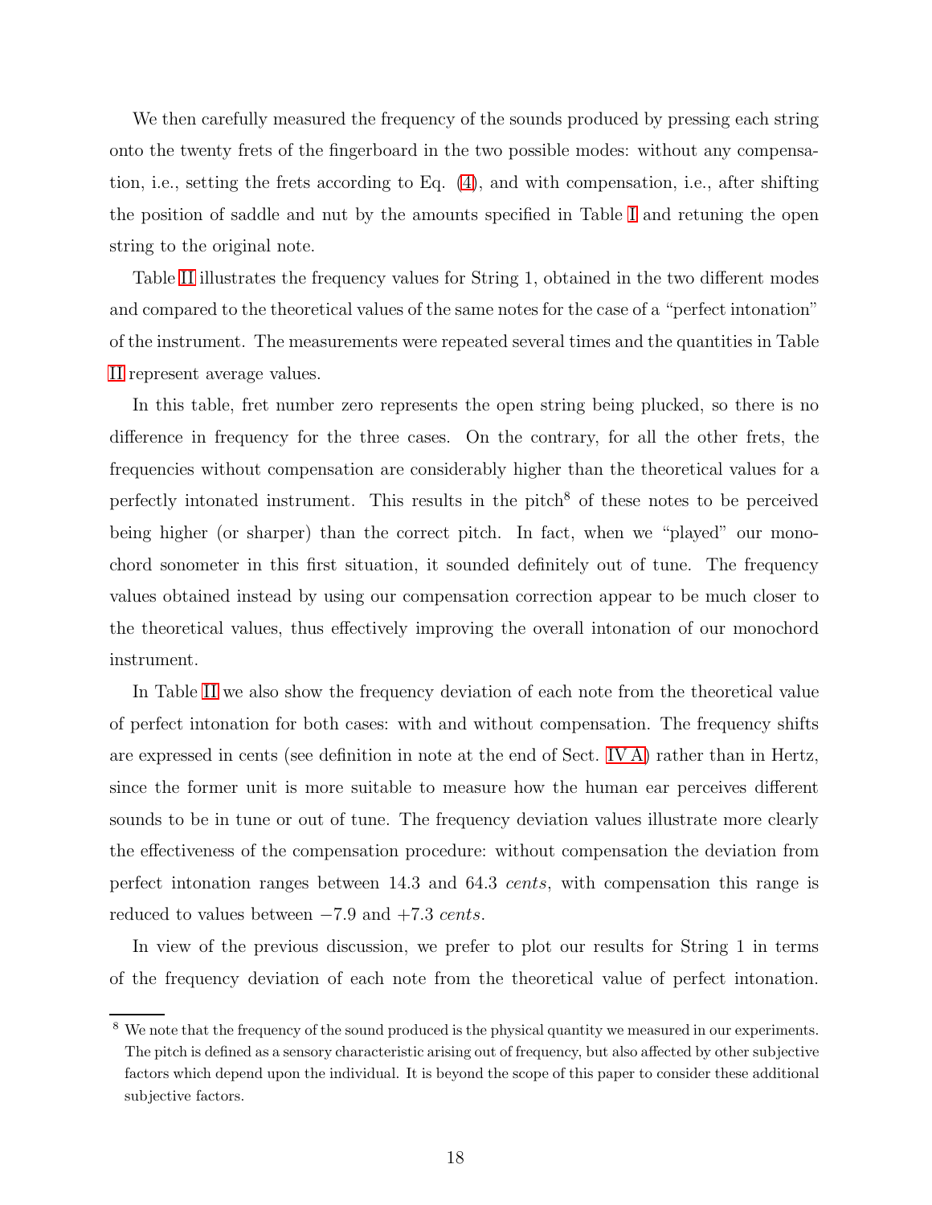We then carefully measured the frequency of the sounds produced by pressing each string onto the twenty frets of the fingerboard in the two possible modes: without any compensation, i.e., setting the frets according to Eq. (4), and with compensation, i.e., after shifting the position of saddle and nut by the amounts specified in Table I and retuning the open string to the original note.

Table II illustrates the frequency values for String 1, obtained in the two different modes and compared to the theoretical values of the same notes for the case of a "perfect intonation" of the instrument. The measurements were repeated several times and the quantities in Table II represent average values.

In this table, fret number zero represents the open string being plucked, so there is no difference in frequency for the three cases. On the contrary, for all the other frets, the frequencies without compensation are considerably higher than the theoretical values for a perfectly intonated instrument. This results in the pitch[8] of these notes to be perceived being higher (or sharper) than the correct pitch. In fact, when we "played" our monochord sonometer in this first situation, it sounded definitely out of tune. The frequency values obtained instead by using our compensation correction appear to be much closer to the theoretical values, thus effectively improving the overall intonation of our monochord instrument.

In Table II we also show the frequency deviation of each note from the theoretical value of perfect intonation for both cases: with and without compensation. The frequency shifts are expressed in cents (see definition in note at the end of Sect. IV A) rather than in Hertz, since the former unit is more suitable to measure how the human ear perceives different sounds to be in tune or out of tune. The frequency deviation values illustrate more clearly the effectiveness of the compensation procedure: without compensation the deviation from perfect intonation ranges between 14.3 and 64.3 *cents*, with compensation this range is reduced to values between −7.9 and +7.3 *cents*.

In view of the previous discussion, we prefer to plot our results for String 1 in terms of the frequency deviation of each note from the theoretical value of perfect intonation.

[8] We note that the frequency of the sound produced is the physical quantity we measured in our experiments. The pitch is defined as a sensory characteristic arising out of frequency, but also affected by other subjective factors which depend upon the individual. It is beyond the scope of this paper to consider these additional subjective factors.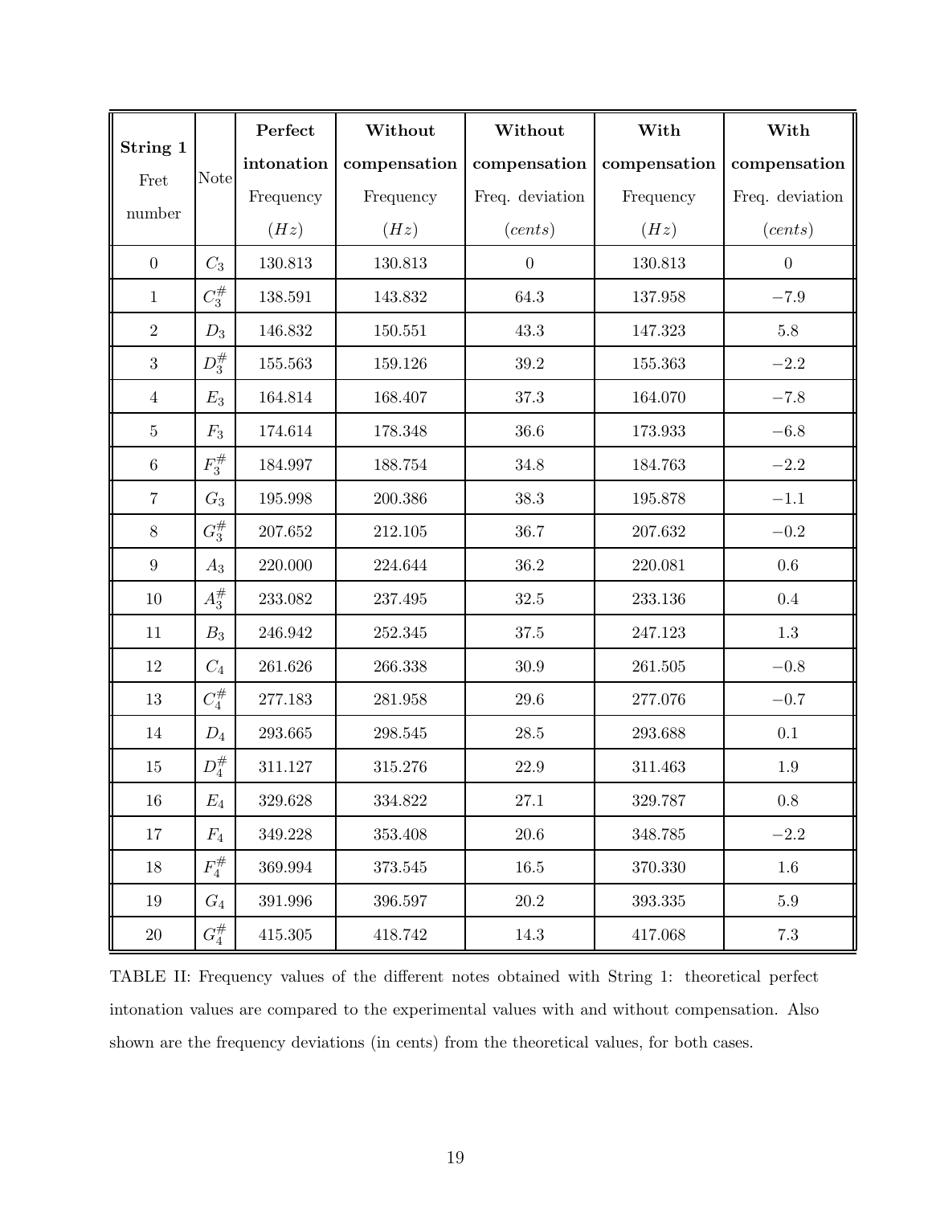| **String 1** Fret number | Note | **Perfect intonation** Frequency $(Hz)$ | **Without compensation** Frequency $(Hz)$ | **Without compensation** Freq. deviation $(cents)$ | **With compensation** Frequency $(Hz)$ | **With compensation** Freq. deviation $(cents)$ |
|---|---|---|---|---|---|---|
| 0 | $C_3$ | 130.813 | 130.813 | 0 | 130.813 | 0 |
| 1 | $C_3^{\#}$ | 138.591 | 143.832 | 64.3 | 137.958 | $-7.9$ |
| 2 | $D_3$ | 146.832 | 150.551 | 43.3 | 147.323 | 5.8 |
| 3 | $D_3^{\#}$ | 155.563 | 159.126 | 39.2 | 155.363 | $-2.2$ |
| 4 | $E_3$ | 164.814 | 168.407 | 37.3 | 164.070 | $-7.8$ |
| 5 | $F_3$ | 174.614 | 178.348 | 36.6 | 173.933 | $-6.8$ |
| 6 | $F_3^{\#}$ | 184.997 | 188.754 | 34.8 | 184.763 | $-2.2$ |
| 7 | $G_3$ | 195.998 | 200.386 | 38.3 | 195.878 | $-1.1$ |
| 8 | $G_3^{\#}$ | 207.652 | 212.105 | 36.7 | 207.632 | $-0.2$ |
| 9 | $A_3$ | 220.000 | 224.644 | 36.2 | 220.081 | 0.6 |
| 10 | $A_3^{\#}$ | 233.082 | 237.495 | 32.5 | 233.136 | 0.4 |
| 11 | $B_3$ | 246.942 | 252.345 | 37.5 | 247.123 | 1.3 |
| 12 | $C_4$ | 261.626 | 266.338 | 30.9 | 261.505 | $-0.8$ |
| 13 | $C_4^{\#}$ | 277.183 | 281.958 | 29.6 | 277.076 | $-0.7$ |
| 14 | $D_4$ | 293.665 | 298.545 | 28.5 | 293.688 | 0.1 |
| 15 | $D_4^{\#}$ | 311.127 | 315.276 | 22.9 | 311.463 | 1.9 |
| 16 | $E_4$ | 329.628 | 334.822 | 27.1 | 329.787 | 0.8 |
| 17 | $F_4$ | 349.228 | 353.408 | 20.6 | 348.785 | $-2.2$ |
| 18 | $F_4^{\#}$ | 369.994 | 373.545 | 16.5 | 370.330 | 1.6 |
| 19 | $G_4$ | 391.996 | 396.597 | 20.2 | 393.335 | 5.9 |
| 20 | $G_4^{\#}$ | 415.305 | 418.742 | 14.3 | 417.068 | 7.3 |

TABLE II: Frequency values of the different notes obtained with String 1: theoretical perfect intonation values are compared to the experimental values with and without compensation. Also shown are the frequency deviations (in cents) from the theoretical values, for both cases.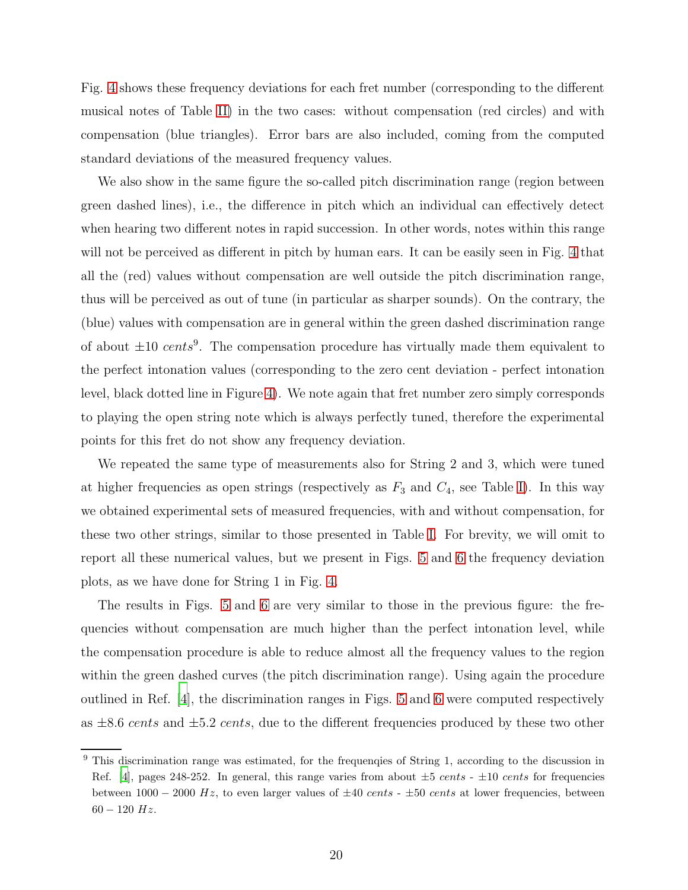Fig. 4 shows these frequency deviations for each fret number (corresponding to the different musical notes of Table II) in the two cases: without compensation (red circles) and with compensation (blue triangles). Error bars are also included, coming from the computed standard deviations of the measured frequency values.

We also show in the same figure the so-called pitch discrimination range (region between green dashed lines), i.e., the difference in pitch which an individual can effectively detect when hearing two different notes in rapid succession. In other words, notes within this range will not be perceived as different in pitch by human ears. It can be easily seen in Fig. 4 that all the (red) values without compensation are well outside the pitch discrimination range, thus will be perceived as out of tune (in particular as sharper sounds). On the contrary, the (blue) values with compensation are in general within the green dashed discrimination range of about $\pm 10$ *cents*[9]. The compensation procedure has virtually made them equivalent to the perfect intonation values (corresponding to the zero cent deviation - perfect intonation level, black dotted line in Figure 4). We note again that fret number zero simply corresponds to playing the open string note which is always perfectly tuned, therefore the experimental points for this fret do not show any frequency deviation.

We repeated the same type of measurements also for String 2 and 3, which were tuned at higher frequencies as open strings (respectively as $F_3$ and $C_4$, see Table I). In this way we obtained experimental sets of measured frequencies, with and without compensation, for these two other strings, similar to those presented in Table I. For brevity, we will omit to report all these numerical values, but we present in Figs. 5 and 6 the frequency deviation plots, as we have done for String 1 in Fig. 4.

The results in Figs. 5 and 6 are very similar to those in the previous figure: the frequencies without compensation are much higher than the perfect intonation level, while the compensation procedure is able to reduce almost all the frequency values to the region within the green dashed curves (the pitch discrimination range). Using again the procedure outlined in Ref. [4], the discrimination ranges in Figs. 5 and 6 were computed respectively as $\pm 8.6$ *cents* and $\pm 5.2$ *cents*, due to the different frequencies produced by these two other

---

[9] This discrimination range was estimated, for the frequenqies of String 1, according to the discussion in Ref. [4], pages 248-252. In general, this range varies from about $\pm 5$ *cents* - $\pm 10$ *cents* for frequencies between $1000 - 2000$ $Hz$, to even larger values of $\pm 40$ *cents* - $\pm 50$ *cents* at lower frequencies, between $60 - 120$ $Hz$.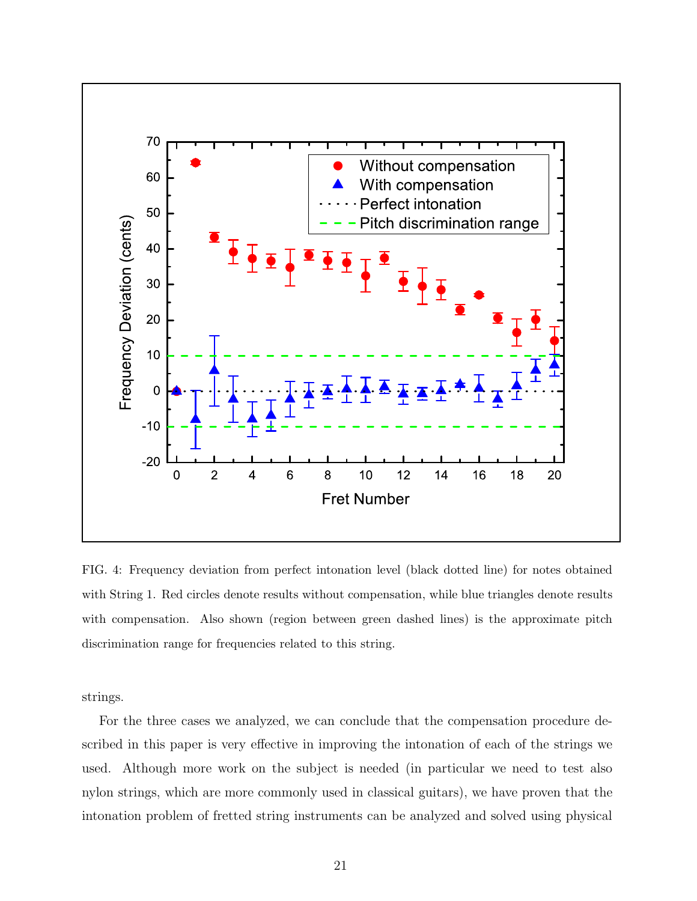FIG. 4: Frequency deviation from perfect intonation level (black dotted line) for notes obtained with String 1. Red circles denote results without compensation, while blue triangles denote results with compensation. Also shown (region between green dashed lines) is the approximate pitch discrimination range for frequencies related to this string.

strings.

For the three cases we analyzed, we can conclude that the compensation procedure described in this paper is very effective in improving the intonation of each of the strings we used. Although more work on the subject is needed (in particular we need to test also nylon strings, which are more commonly used in classical guitars), we have proven that the intonation problem of fretted string instruments can be analyzed and solved using physical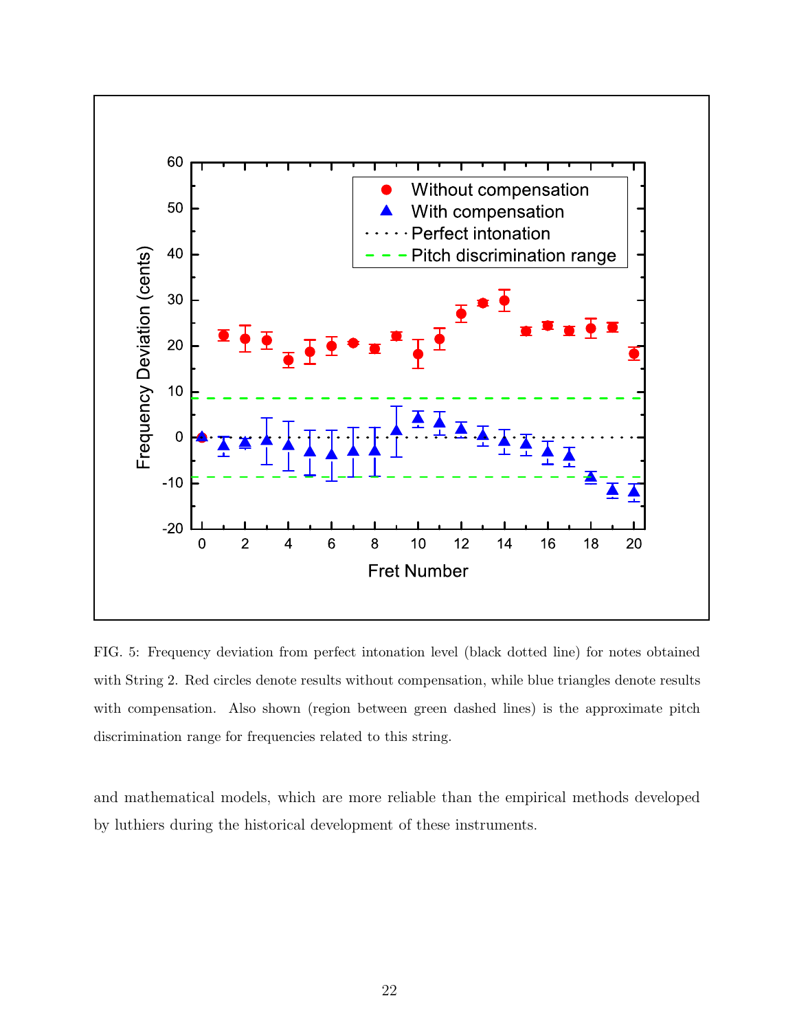FIG. 5: Frequency deviation from perfect intonation level (black dotted line) for notes obtained with String 2. Red circles denote results without compensation, while blue triangles denote results with compensation. Also shown (region between green dashed lines) is the approximate pitch discrimination range for frequencies related to this string.

and mathematical models, which are more reliable than the empirical methods developed by luthiers during the historical development of these instruments.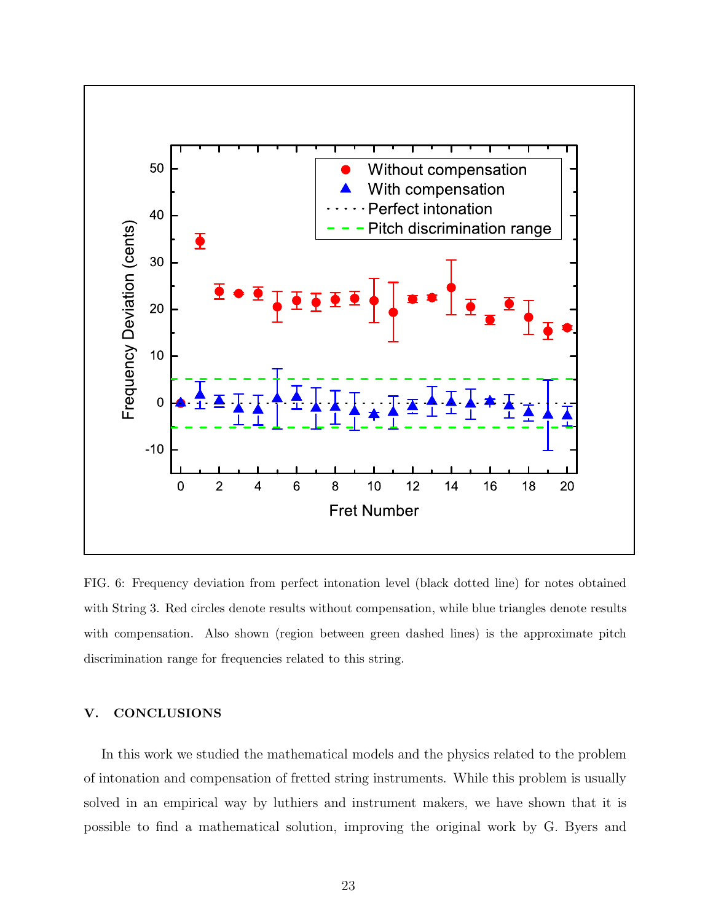FIG. 6: Frequency deviation from perfect intonation level (black dotted line) for notes obtained with String 3. Red circles denote results without compensation, while blue triangles denote results with compensation. Also shown (region between green dashed lines) is the approximate pitch discrimination range for frequencies related to this string.

## V. CONCLUSIONS

In this work we studied the mathematical models and the physics related to the problem of intonation and compensation of fretted string instruments. While this problem is usually solved in an empirical way by luthiers and instrument makers, we have shown that it is possible to find a mathematical solution, improving the original work by G. Byers and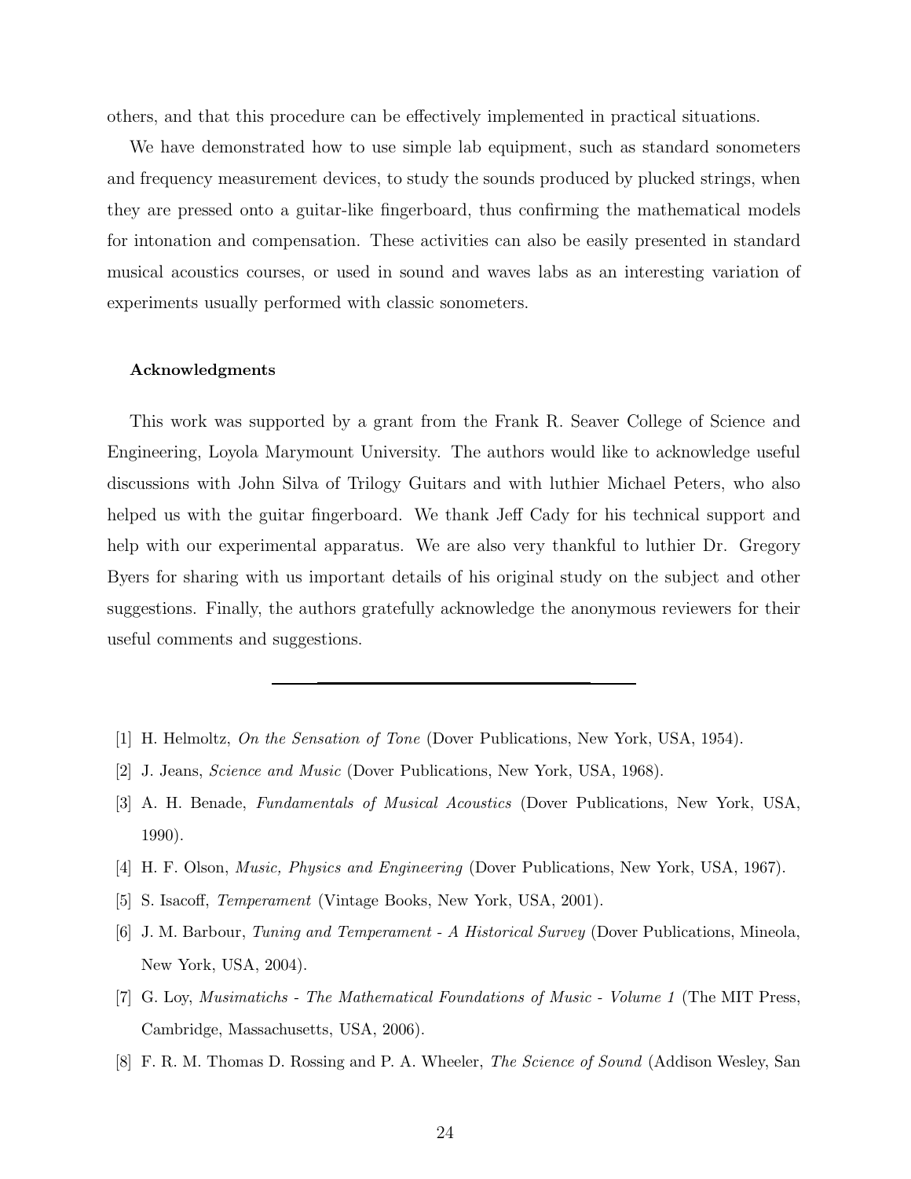others, and that this procedure can be effectively implemented in practical situations.

We have demonstrated how to use simple lab equipment, such as standard sonometers and frequency measurement devices, to study the sounds produced by plucked strings, when they are pressed onto a guitar-like fingerboard, thus confirming the mathematical models for intonation and compensation. These activities can also be easily presented in standard musical acoustics courses, or used in sound and waves labs as an interesting variation of experiments usually performed with classic sonometers.

#### Acknowledgments

This work was supported by a grant from the Frank R. Seaver College of Science and Engineering, Loyola Marymount University. The authors would like to acknowledge useful discussions with John Silva of Trilogy Guitars and with luthier Michael Peters, who also helped us with the guitar fingerboard. We thank Jeff Cady for his technical support and help with our experimental apparatus. We are also very thankful to luthier Dr. Gregory Byers for sharing with us important details of his original study on the subject and other suggestions. Finally, the authors gratefully acknowledge the anonymous reviewers for their useful comments and suggestions.

---

[1] H. Helmoltz, *On the Sensation of Tone* (Dover Publications, New York, USA, 1954).

[2] J. Jeans, *Science and Music* (Dover Publications, New York, USA, 1968).

[3] A. H. Benade, *Fundamentals of Musical Acoustics* (Dover Publications, New York, USA, 1990).

[4] H. F. Olson, *Music, Physics and Engineering* (Dover Publications, New York, USA, 1967).

[5] S. Isacoff, *Temperament* (Vintage Books, New York, USA, 2001).

[6] J. M. Barbour, *Tuning and Temperament - A Historical Survey* (Dover Publications, Mineola, New York, USA, 2004).

[7] G. Loy, *Musimatichs - The Mathematical Foundations of Music - Volume 1* (The MIT Press, Cambridge, Massachusetts, USA, 2006).

[8] F. R. M. Thomas D. Rossing and P. A. Wheeler, *The Science of Sound* (Addison Wesley, San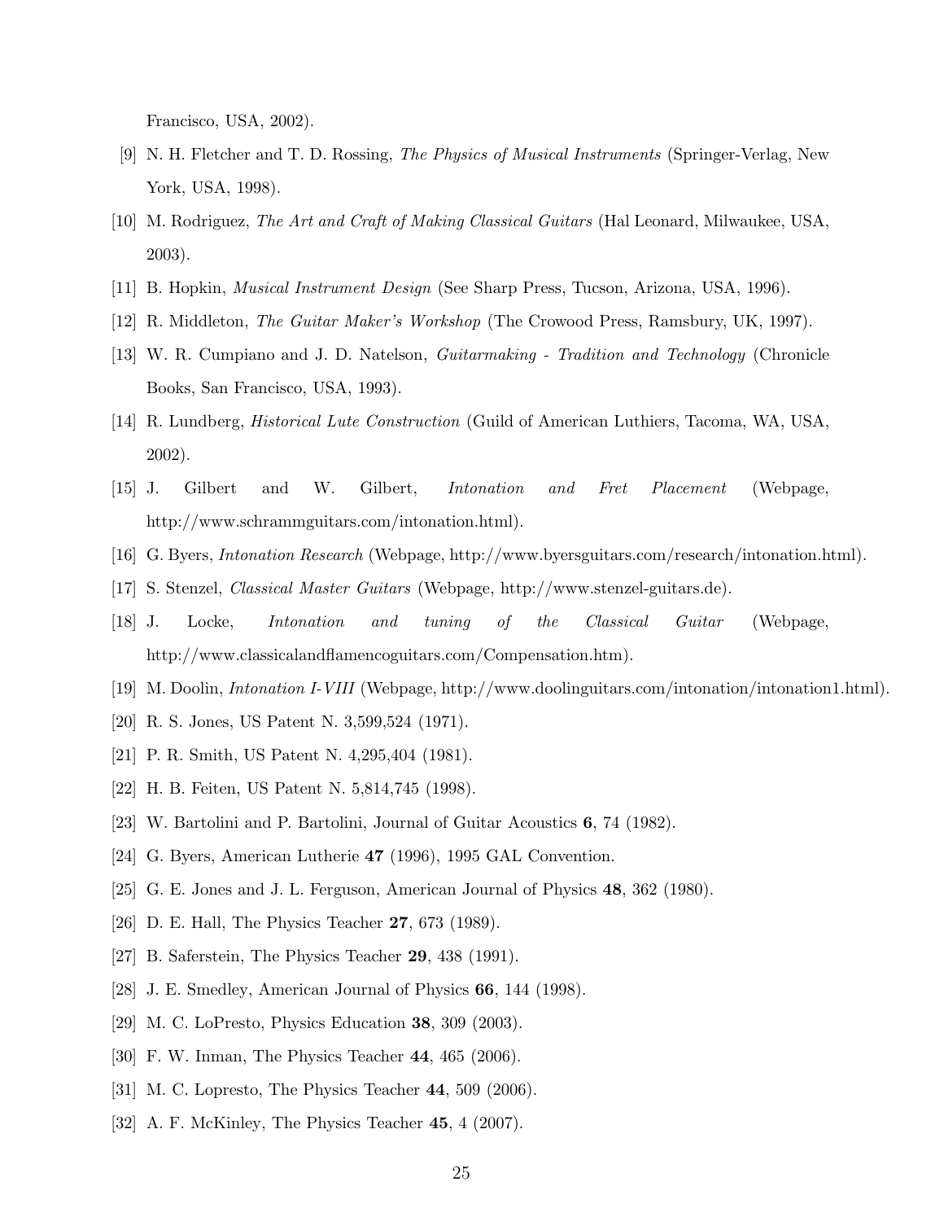Francisco, USA, 2002).

[9] N. H. Fletcher and T. D. Rossing, *The Physics of Musical Instruments* (Springer-Verlag, New York, USA, 1998).

[10] M. Rodriguez, *The Art and Craft of Making Classical Guitars* (Hal Leonard, Milwaukee, USA, 2003).

[11] B. Hopkin, *Musical Instrument Design* (See Sharp Press, Tucson, Arizona, USA, 1996).

[12] R. Middleton, *The Guitar Maker's Workshop* (The Crowood Press, Ramsbury, UK, 1997).

[13] W. R. Cumpiano and J. D. Natelson, *Guitarmaking - Tradition and Technology* (Chronicle Books, San Francisco, USA, 1993).

[14] R. Lundberg, *Historical Lute Construction* (Guild of American Luthiers, Tacoma, WA, USA, 2002).

[15] J. Gilbert and W. Gilbert, *Intonation and Fret Placement* (Webpage, http://www.schrammguitars.com/intonation.html).

[16] G. Byers, *Intonation Research* (Webpage, http://www.byersguitars.com/research/intonation.html).

[17] S. Stenzel, *Classical Master Guitars* (Webpage, http://www.stenzel-guitars.de).

[18] J. Locke, *Intonation and tuning of the Classical Guitar* (Webpage, http://www.classicalandflamencoguitars.com/Compensation.htm).

[19] M. Doolin, *Intonation I-VIII* (Webpage, http://www.doolinguitars.com/intonation/intonation1.html).

[20] R. S. Jones, US Patent N. 3,599,524 (1971).

[21] P. R. Smith, US Patent N. 4,295,404 (1981).

[22] H. B. Feiten, US Patent N. 5,814,745 (1998).

[23] W. Bartolini and P. Bartolini, Journal of Guitar Acoustics **6**, 74 (1982).

[24] G. Byers, American Lutherie **47** (1996), 1995 GAL Convention.

[25] G. E. Jones and J. L. Ferguson, American Journal of Physics **48**, 362 (1980).

[26] D. E. Hall, The Physics Teacher **27**, 673 (1989).

[27] B. Saferstein, The Physics Teacher **29**, 438 (1991).

[28] J. E. Smedley, American Journal of Physics **66**, 144 (1998).

[29] M. C. LoPresto, Physics Education **38**, 309 (2003).

[30] F. W. Inman, The Physics Teacher **44**, 465 (2006).

[31] M. C. Lopresto, The Physics Teacher **44**, 509 (2006).

[32] A. F. McKinley, The Physics Teacher **45**, 4 (2007).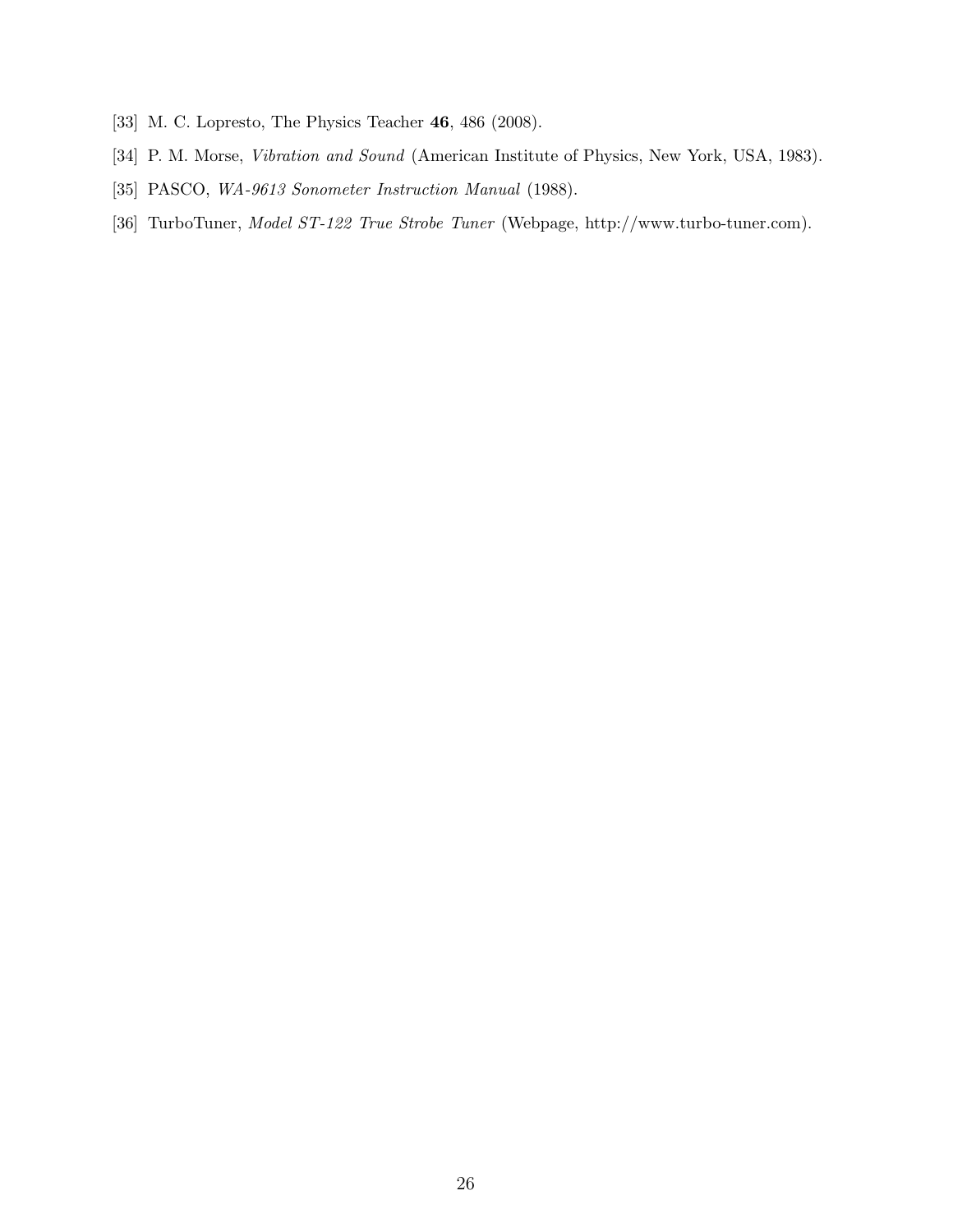[33] M. C. Lopresto, The Physics Teacher **46**, 486 (2008).

[34] P. M. Morse, *Vibration and Sound* (American Institute of Physics, New York, USA, 1983).

[35] PASCO, *WA-9613 Sonometer Instruction Manual* (1988).

[36] TurboTuner, *Model ST-122 True Strobe Tuner* (Webpage, http://www.turbo-tuner.com).